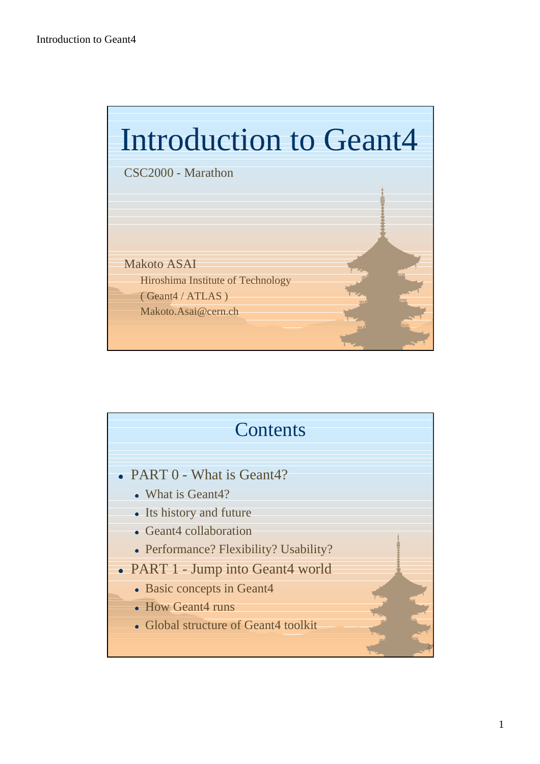# Introduction to Geant4

CSC2000 - Marathon

Makoto ASAI

Hiroshima Institute of Technology

( Geant4 / ATLAS )

Makoto.Asai@cern.ch

## Contents

- PART 0 - What is Geant4?
  - What is Geant4?
  - Its history and future
  - Geant4 collaboration
  - Performance? Flexibility? Usability?
- PART 1 - Jump into Geant4 world
  - Basic concepts in Geant4
  - How Geant4 runs
  - Global structure of Geant4 toolkit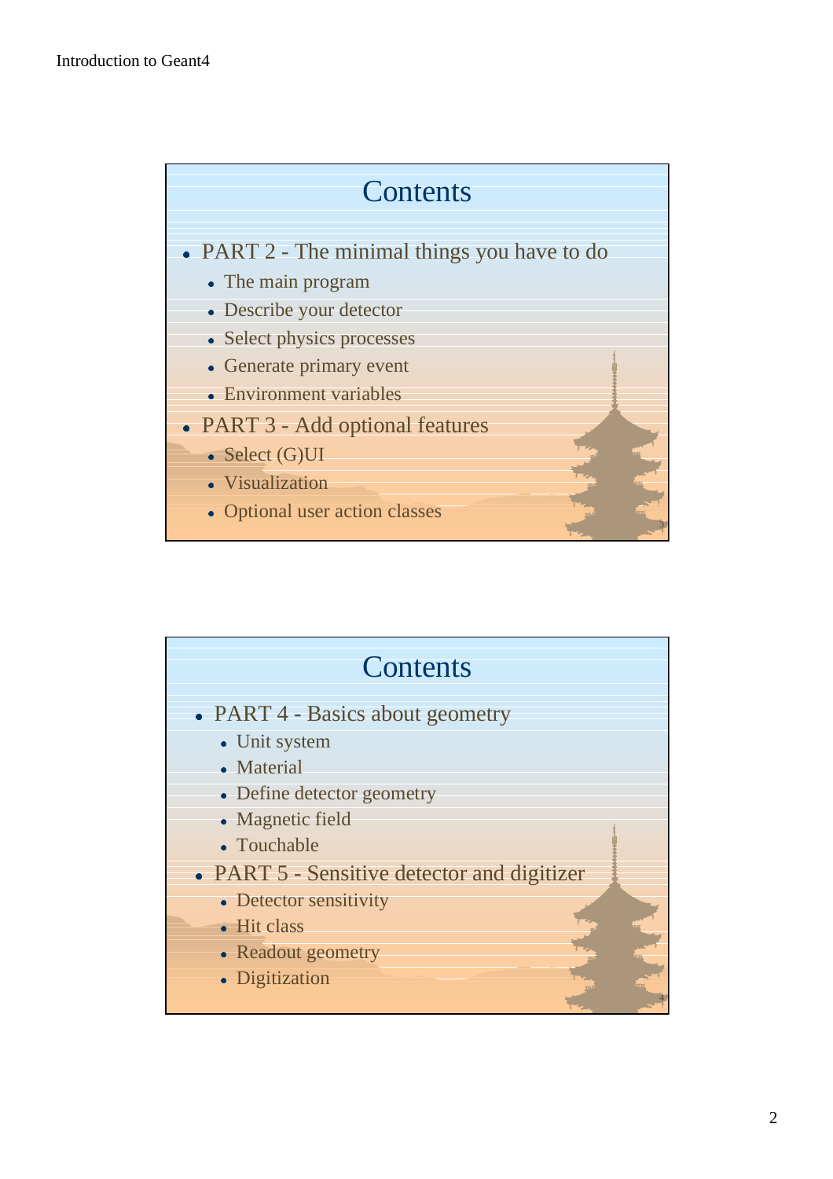## Contents

- PART 2 - The minimal things you have to do
  - The main program
  - Describe your detector
  - Select physics processes
  - Generate primary event
  - Environment variables
- PART 3 - Add optional features
  - Select (G)UI
  - Visualization
  - Optional user action classes

## Contents

- PART 4 - Basics about geometry
  - Unit system
  - Material
  - Define detector geometry
  - Magnetic field
  - Touchable
- PART 5 - Sensitive detector and digitizer
  - Detector sensitivity
  - Hit class
  - Readout geometry
  - Digitization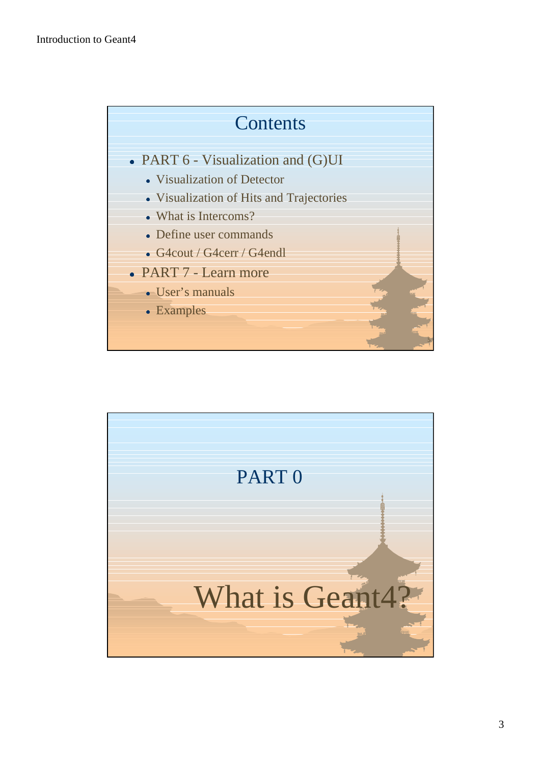## Contents

- PART 6 - Visualization and (G)UI
  - Visualization of Detector
  - Visualization of Hits and Trajectories
  - What is Intercoms?
  - Define user commands
  - G4cout / G4cerr / G4endl
- PART 7 - Learn more
  - User's manuals
  - Examples

## PART 0

# What is Geant4?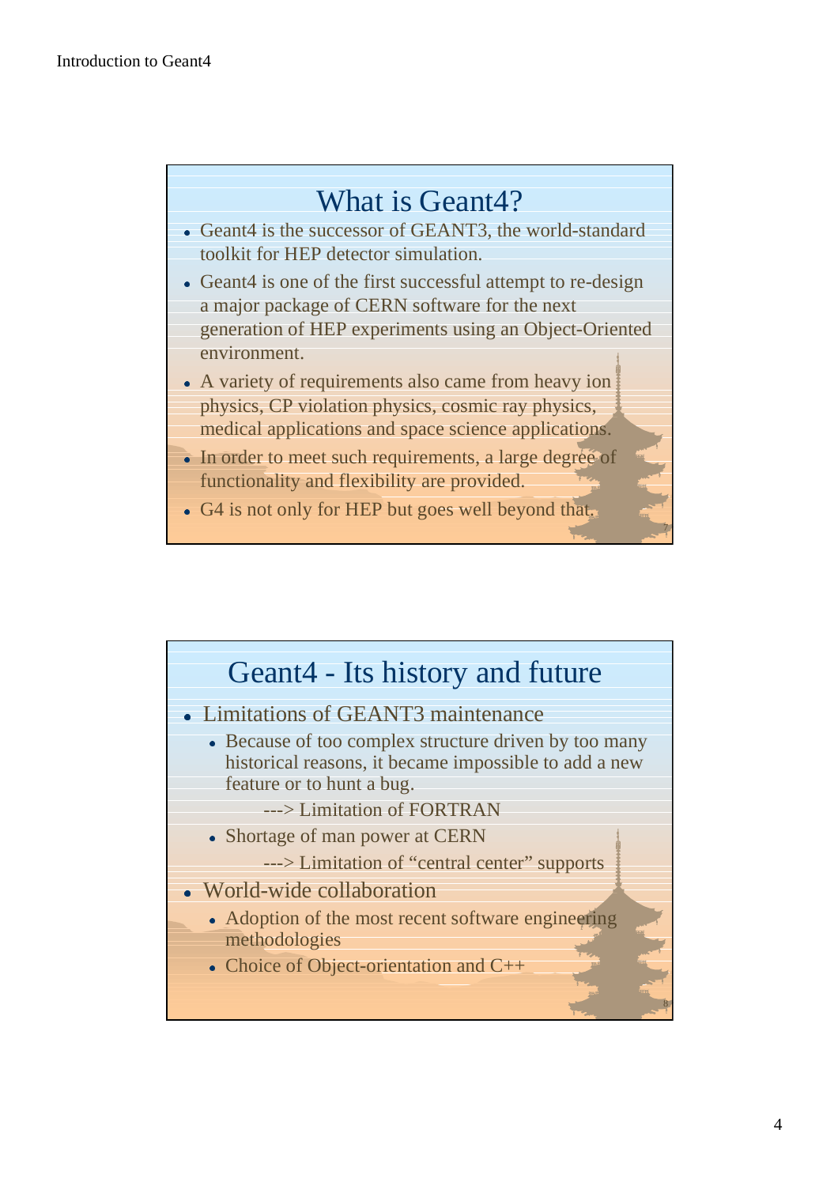## What is Geant4?

- Geant4 is the successor of GEANT3, the world-standard toolkit for HEP detector simulation.
- Geant4 is one of the first successful attempt to re-design a major package of CERN software for the next generation of HEP experiments using an Object-Oriented environment.
- A variety of requirements also came from heavy ion physics, CP violation physics, cosmic ray physics, medical applications and space science applications.
- In order to meet such requirements, a large degree of functionality and flexibility are provided.
- G4 is not only for HEP but goes well beyond that.

## Geant4 - Its history and future

- Limitations of GEANT3 maintenance
  - Because of too complex structure driven by too many historical reasons, it became impossible to add a new feature or to hunt a bug.

    ---> Limitation of FORTRAN
  - Shortage of man power at CERN

    ---> Limitation of “central center” supports
- World-wide collaboration
  - Adoption of the most recent software engineering methodologies
  - Choice of Object-orientation and C++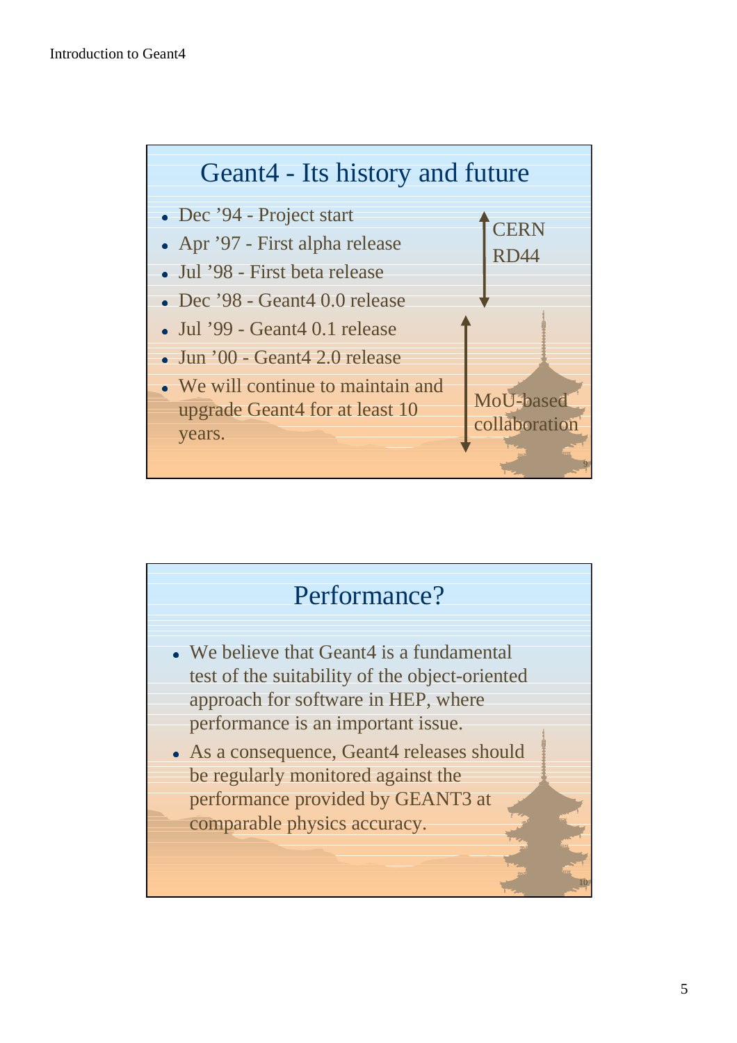## Geant4 - Its history and future

- Dec '94 - Project start
- Apr '97 - First alpha release
- Jul '98 - First beta release
- Dec '98 - Geant4 0.0 release
- Jul '99 - Geant4 0.1 release
- Jun '00 - Geant4 2.0 release
- We will continue to maintain and upgrade Geant4 for at least 10 years.

CERN RD44

MoU-based collaboration

## Performance?

- We believe that Geant4 is a fundamental test of the suitability of the object-oriented approach for software in HEP, where performance is an important issue.
- As a consequence, Geant4 releases should be regularly monitored against the performance provided by GEANT3 at comparable physics accuracy.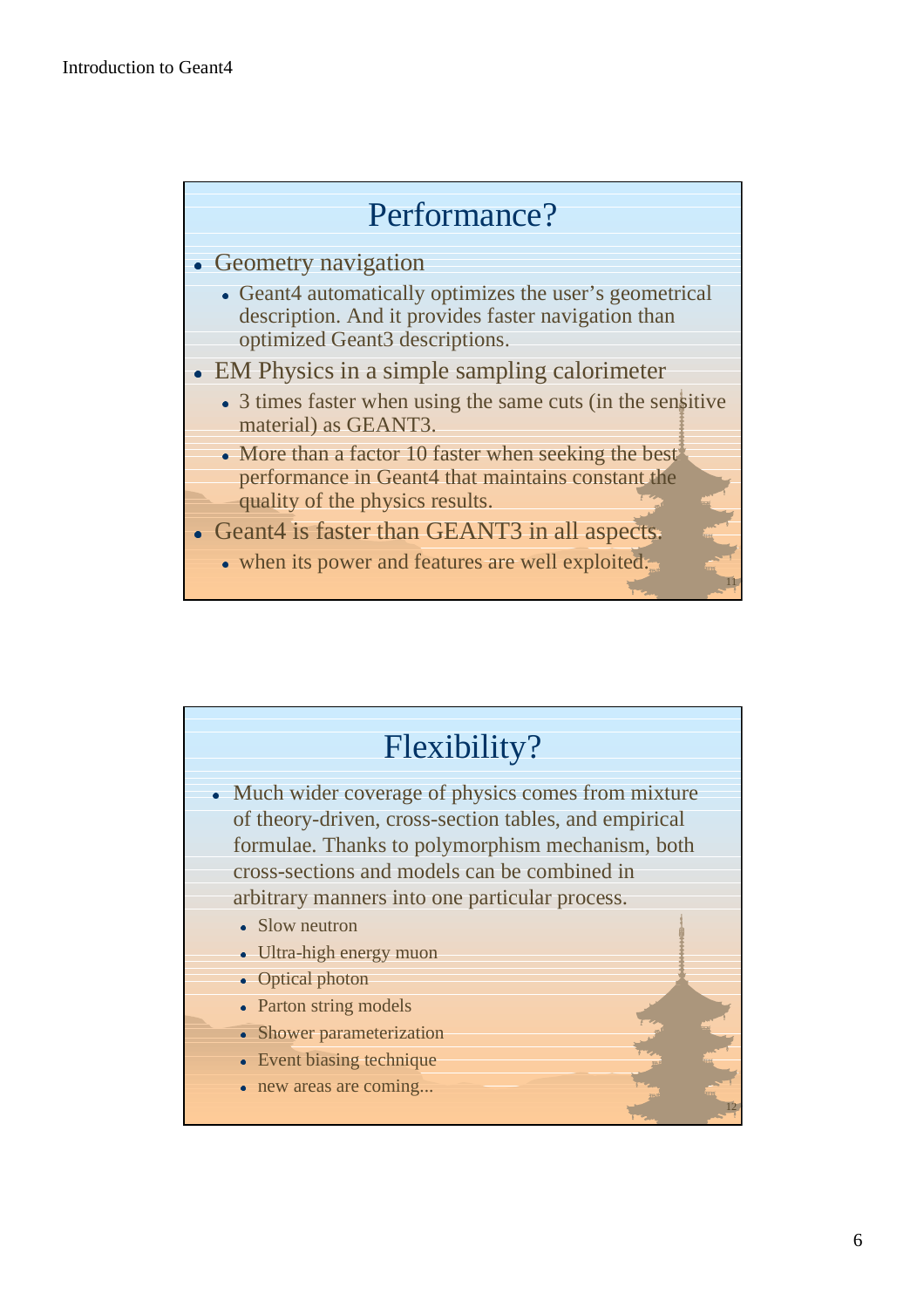## Performance?

- Geometry navigation
  - Geant4 automatically optimizes the user's geometrical description. And it provides faster navigation than optimized Geant3 descriptions.
- EM Physics in a simple sampling calorimeter
  - 3 times faster when using the same cuts (in the sensitive material) as GEANT3.
  - More than a factor 10 faster when seeking the best performance in Geant4 that maintains constant the quality of the physics results.
- Geant4 is faster than GEANT3 in all aspects.
  - when its power and features are well exploited.

## Flexibility?

- Much wider coverage of physics comes from mixture of theory-driven, cross-section tables, and empirical formulae. Thanks to polymorphism mechanism, both cross-sections and models can be combined in arbitrary manners into one particular process.
  - Slow neutron
  - Ultra-high energy muon
  - Optical photon
  - Parton string models
  - Shower parameterization
  - Event biasing technique
  - new areas are coming...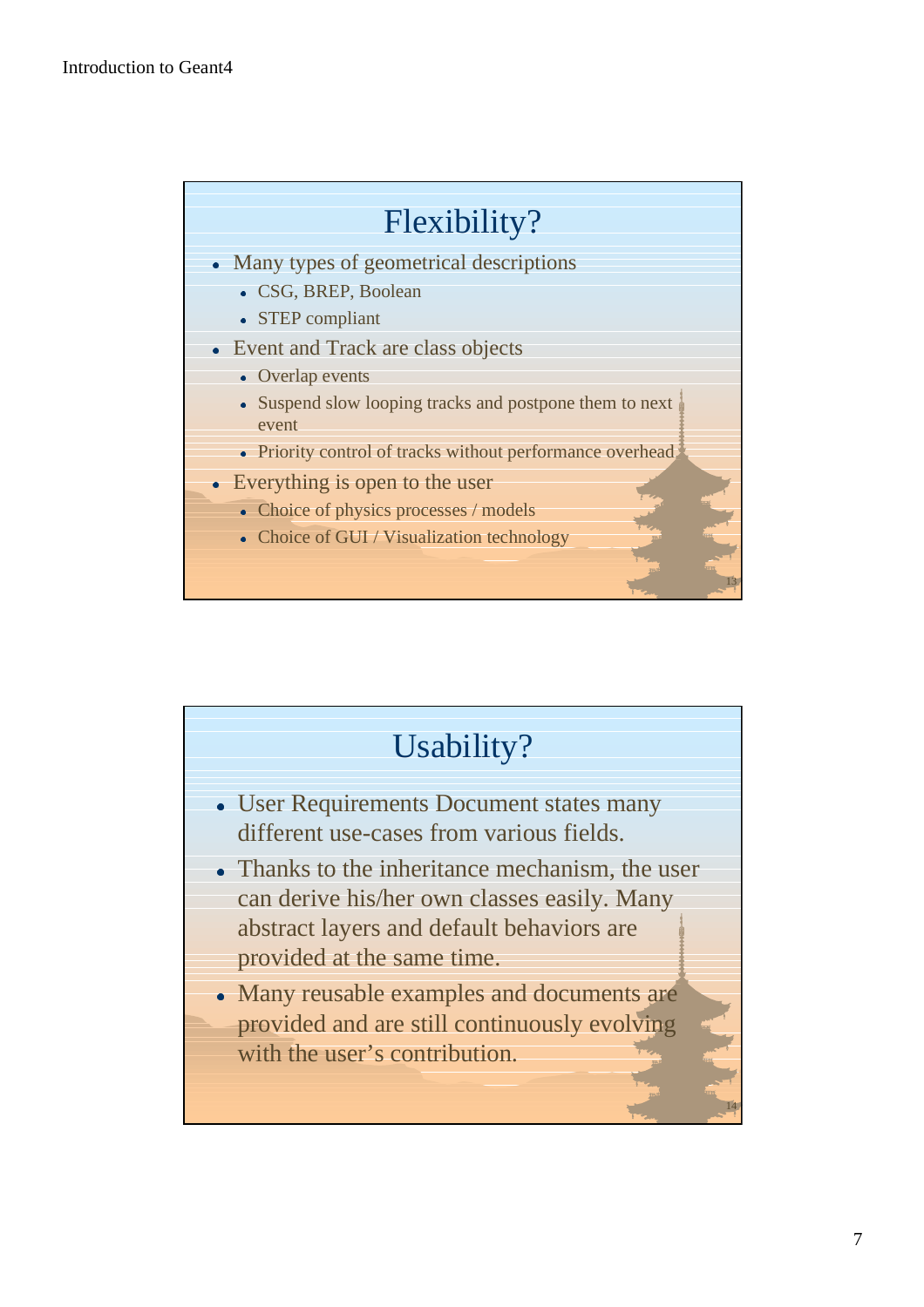## Flexibility?

- Many types of geometrical descriptions
  - CSG, BREP, Boolean
  - STEP compliant
- Event and Track are class objects
  - Overlap events
  - Suspend slow looping tracks and postpone them to next event
  - Priority control of tracks without performance overhead
- Everything is open to the user
  - Choice of physics processes / models
  - Choice of GUI / Visualization technology

## Usability?

- User Requirements Document states many different use-cases from various fields.
- Thanks to the inheritance mechanism, the user can derive his/her own classes easily. Many abstract layers and default behaviors are provided at the same time.
- Many reusable examples and documents are provided and are still continuously evolving with the user's contribution.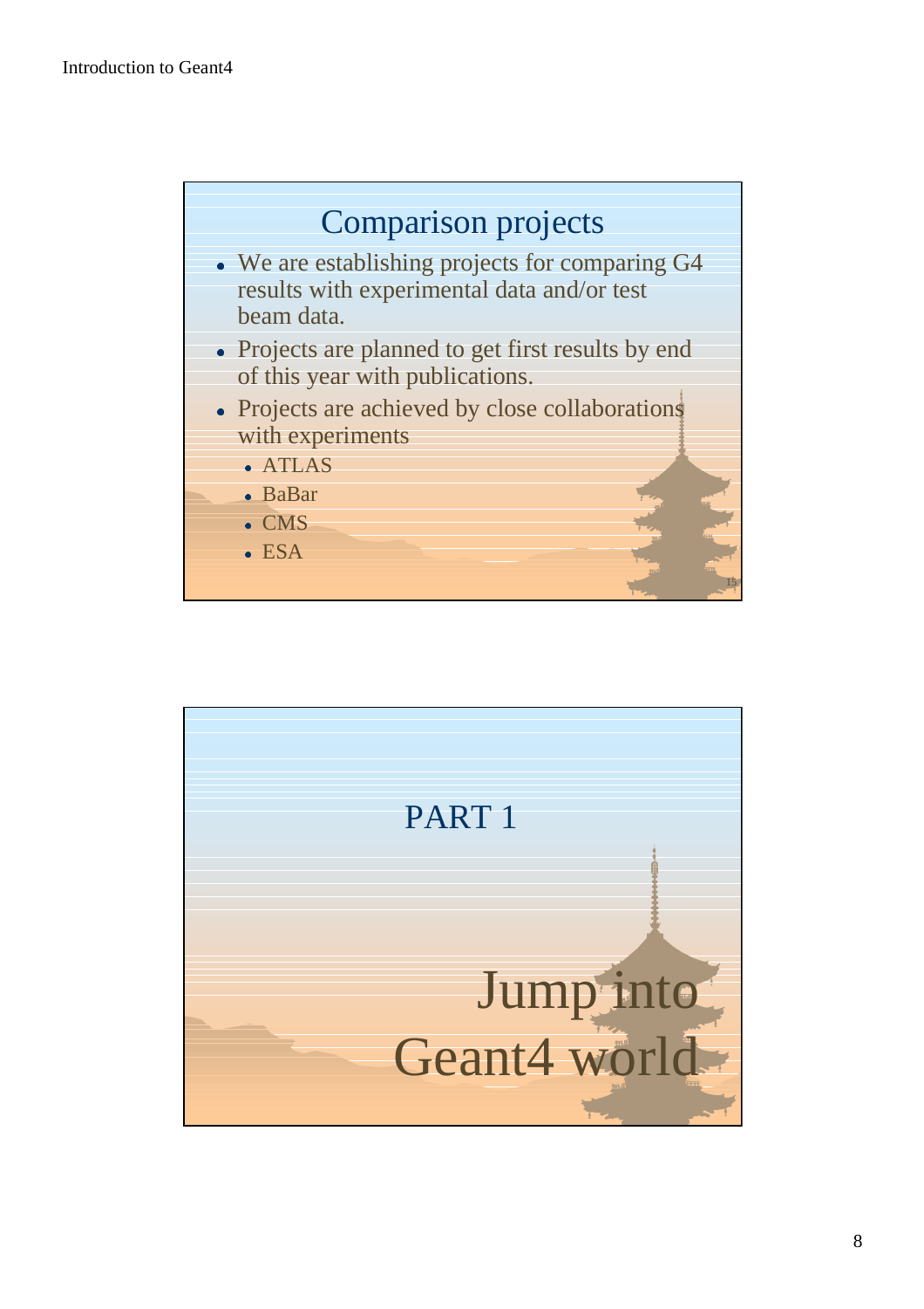## Comparison projects

- We are establishing projects for comparing G4 results with experimental data and/or test beam data.
- Projects are planned to get first results by end of this year with publications.
- Projects are achieved by close collaborations with experiments
  - ATLAS
  - BaBar
  - CMS
  - ESA

## PART 1

# Jump into Geant4 world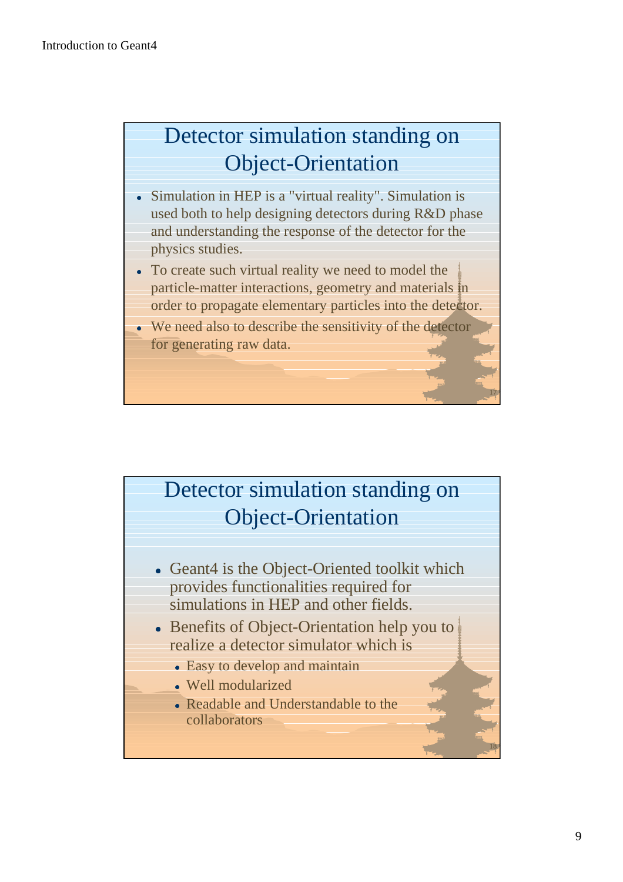## Detector simulation standing on Object-Orientation

- Simulation in HEP is a "virtual reality". Simulation is used both to help designing detectors during R&D phase and understanding the response of the detector for the physics studies.
- To create such virtual reality we need to model the particle-matter interactions, geometry and materials in order to propagate elementary particles into the detector.
- We need also to describe the sensitivity of the detector for generating raw data.

## Detector simulation standing on Object-Orientation

- Geant4 is the Object-Oriented toolkit which provides functionalities required for simulations in HEP and other fields.
- Benefits of Object-Orientation help you to realize a detector simulator which is
  - Easy to develop and maintain
  - Well modularized
  - Readable and Understandable to the collaborators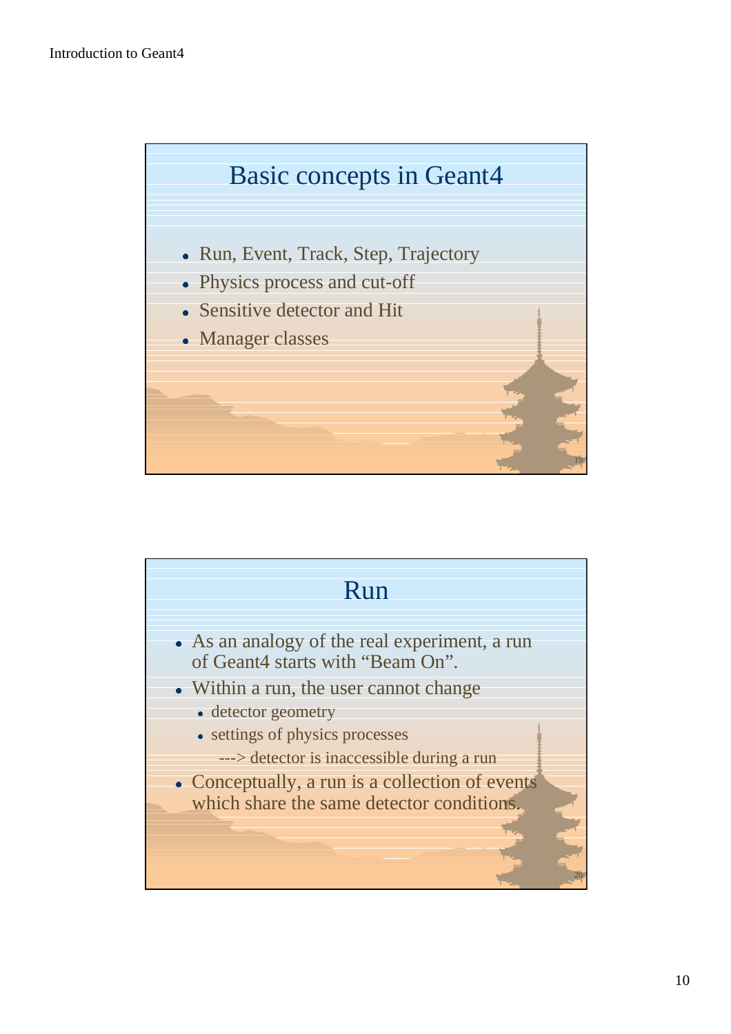## Basic concepts in Geant4

- Run, Event, Track, Step, Trajectory
- Physics process and cut-off
- Sensitive detector and Hit
- Manager classes

## Run

- As an analogy of the real experiment, a run of Geant4 starts with “Beam On”.
- Within a run, the user cannot change
  - detector geometry
  - settings of physics processes

    ---> detector is inaccessible during a run
- Conceptually, a run is a collection of events which share the same detector conditions.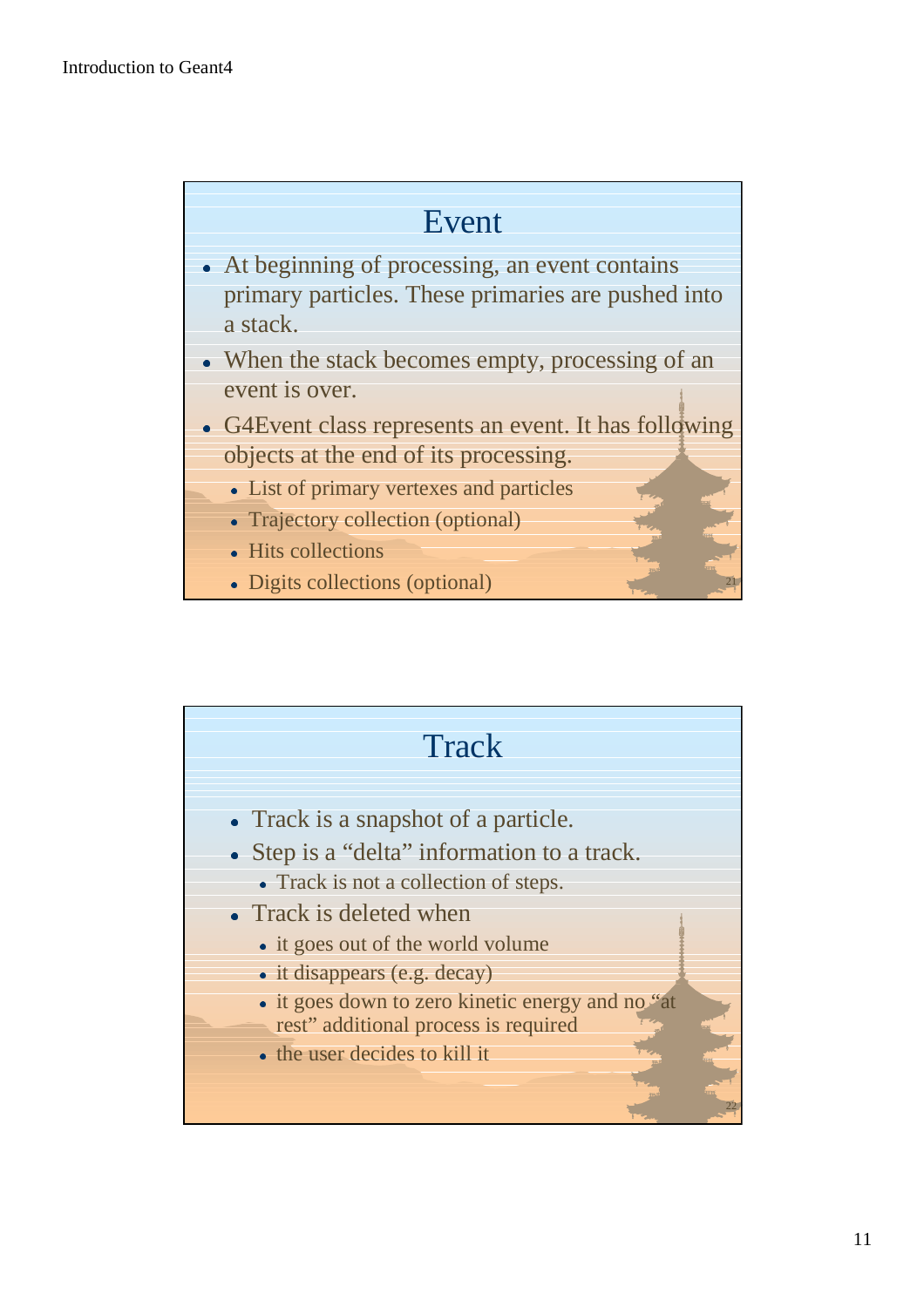## Event

- At beginning of processing, an event contains primary particles. These primaries are pushed into a stack.
- When the stack becomes empty, processing of an event is over.
- G4Event class represents an event. It has following objects at the end of its processing.
  - List of primary vertexes and particles
  - Trajectory collection (optional)
  - Hits collections
  - Digits collections (optional)

## Track

- Track is a snapshot of a particle.
- Step is a "delta" information to a track.
  - Track is not a collection of steps.
- Track is deleted when
  - it goes out of the world volume
  - it disappears (e.g. decay)
  - it goes down to zero kinetic energy and no "at rest" additional process is required
  - the user decides to kill it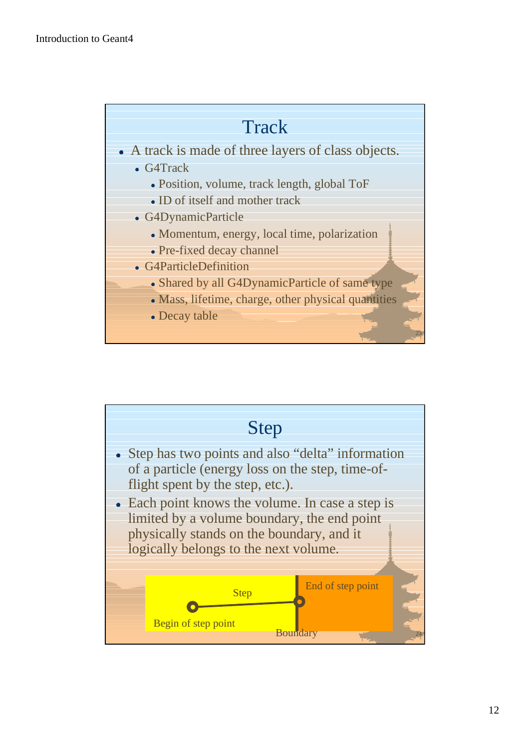## Track

- A track is made of three layers of class objects.
  - G4Track
    - Position, volume, track length, global ToF
    - ID of itself and mother track
  - G4DynamicParticle
    - Momentum, energy, local time, polarization
    - Pre-fixed decay channel
  - G4ParticleDefinition
    - Shared by all G4DynamicParticle of same type
    - Mass, lifetime, charge, other physical quantities
    - Decay table

## Step

- Step has two points and also "delta" information of a particle (energy loss on the step, time-of-flight spent by the step, etc.).
- Each point knows the volume. In case a step is limited by a volume boundary, the end point physically stands on the boundary, and it logically belongs to the next volume.

Step

Begin of step point

End of step point

Boundary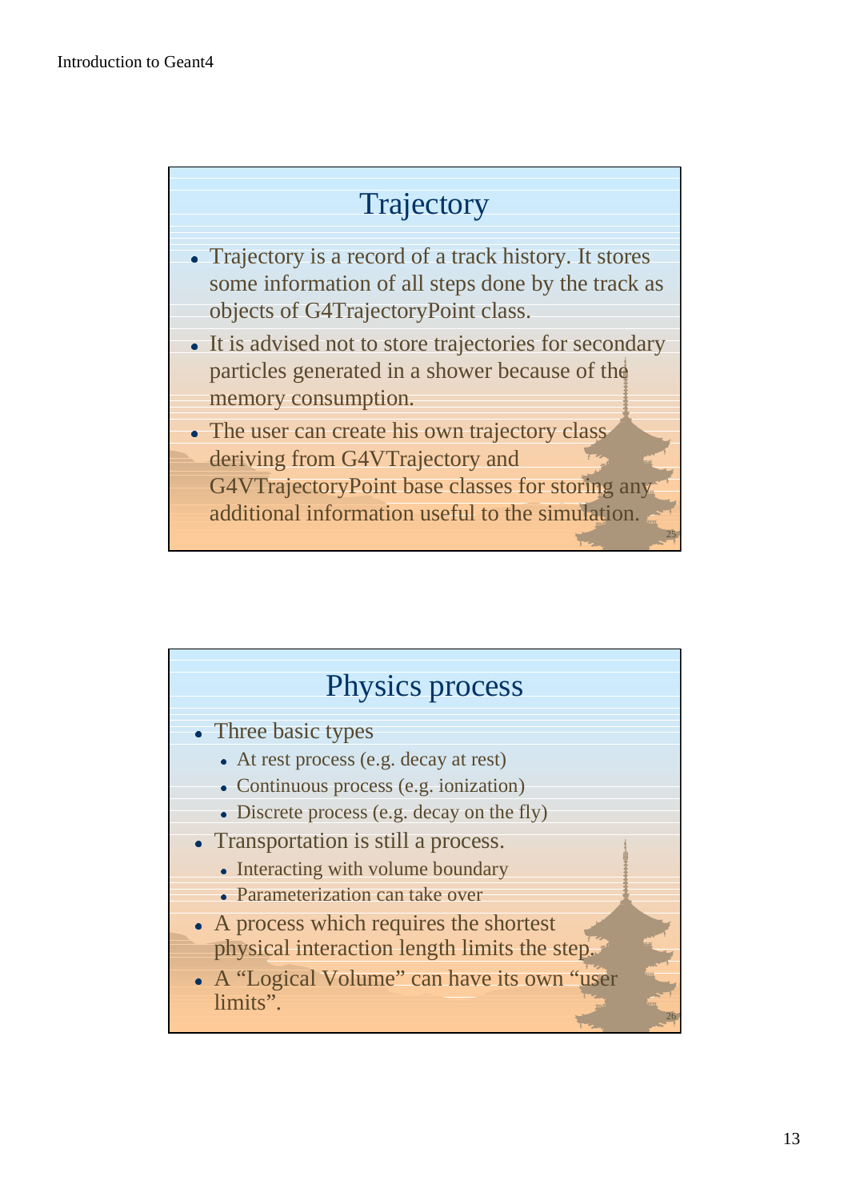## Trajectory

- Trajectory is a record of a track history. It stores some information of all steps done by the track as objects of G4TrajectoryPoint class.
- It is advised not to store trajectories for secondary particles generated in a shower because of the memory consumption.
- The user can create his own trajectory class deriving from G4VTrajectory and G4VTrajectoryPoint base classes for storing any additional information useful to the simulation.

## Physics process

- Three basic types
  - At rest process (e.g. decay at rest)
  - Continuous process (e.g. ionization)
  - Discrete process (e.g. decay on the fly)
- Transportation is still a process.
  - Interacting with volume boundary
  - Parameterization can take over
- A process which requires the shortest physical interaction length limits the step.
- A "Logical Volume" can have its own "user limits".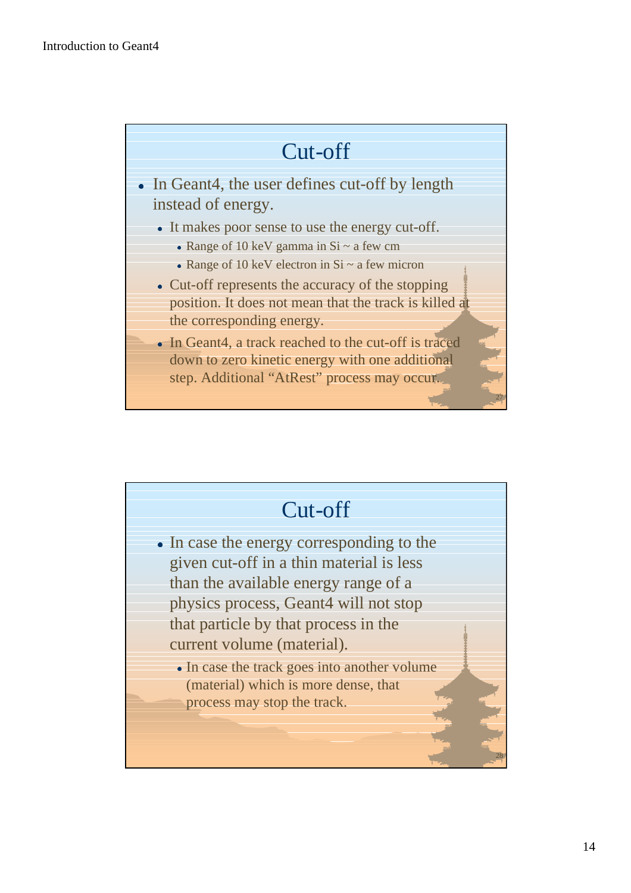## Cut-off

- In Geant4, the user defines cut-off by length instead of energy.
  - It makes poor sense to use the energy cut-off.
    - Range of 10 keV gamma in Si ~ a few cm
    - Range of 10 keV electron in Si ~ a few micron
  - Cut-off represents the accuracy of the stopping position. It does not mean that the track is killed at the corresponding energy.
  - In Geant4, a track reached to the cut-off is traced down to zero kinetic energy with one additional step. Additional “AtRest” process may occur.

## Cut-off

- In case the energy corresponding to the given cut-off in a thin material is less than the available energy range of a physics process, Geant4 will not stop that particle by that process in the current volume (material).
  - In case the track goes into another volume (material) which is more dense, that process may stop the track.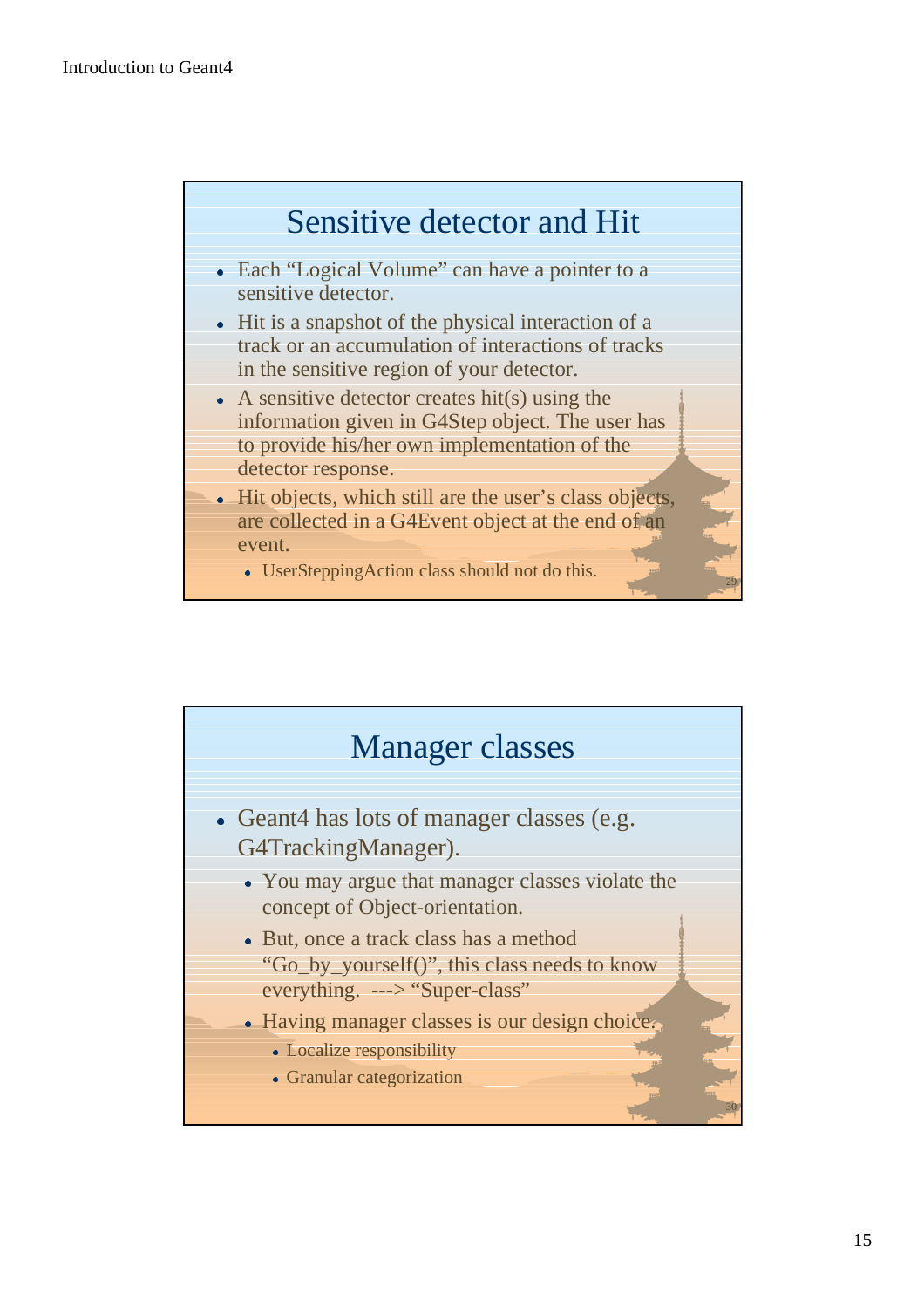## Sensitive detector and Hit

- Each “Logical Volume” can have a pointer to a sensitive detector.
- Hit is a snapshot of the physical interaction of a track or an accumulation of interactions of tracks in the sensitive region of your detector.
- A sensitive detector creates hit(s) using the information given in G4Step object. The user has to provide his/her own implementation of the detector response.
- Hit objects, which still are the user’s class objects, are collected in a G4Event object at the end of an event.
  - UserSteppingAction class should not do this.

## Manager classes

- Geant4 has lots of manager classes (e.g. G4TrackingManager).
  - You may argue that manager classes violate the concept of Object-orientation.
  - But, once a track class has a method “Go_by_yourself()”, this class needs to know everything. ---> “Super-class”
  - Having manager classes is our design choice.
    - Localize responsibility
    - Granular categorization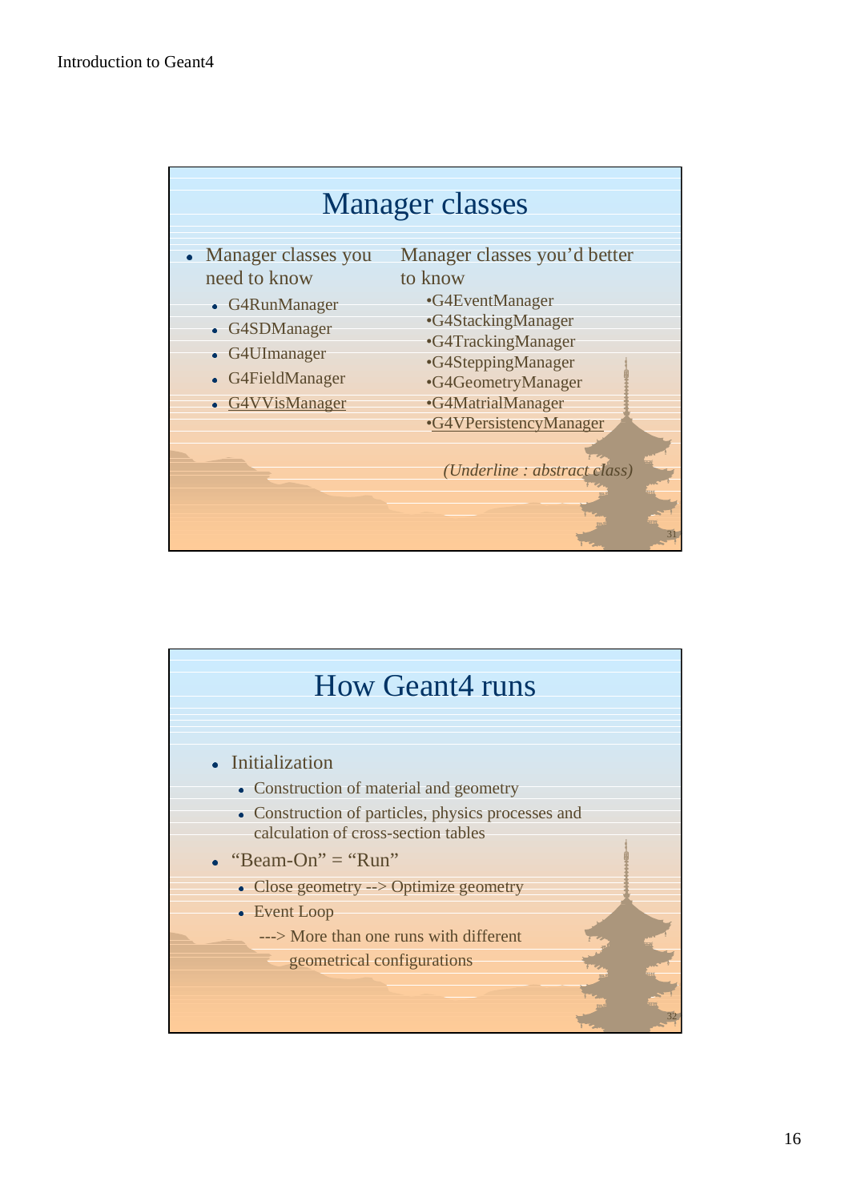## Manager classes

- Manager classes you need to know
  - G4RunManager
  - G4SDManager
  - G4UImanager
  - G4FieldManager
  - <u>G4VVisManager</u>

Manager classes you'd better to know

- •G4EventManager
- •G4StackingManager
- •G4TrackingManager
- •G4SteppingManager
- •G4GeometryManager
- •G4MatrialManager
- •<u>G4VPersistencyManager</u>

*(Underline : abstract class)*

## How Geant4 runs

- Initialization
  - Construction of material and geometry
  - Construction of particles, physics processes and calculation of cross-section tables
- "Beam-On" = "Run"
  - Close geometry --> Optimize geometry
  - Event Loop

  ---> More than one runs with different geometrical configurations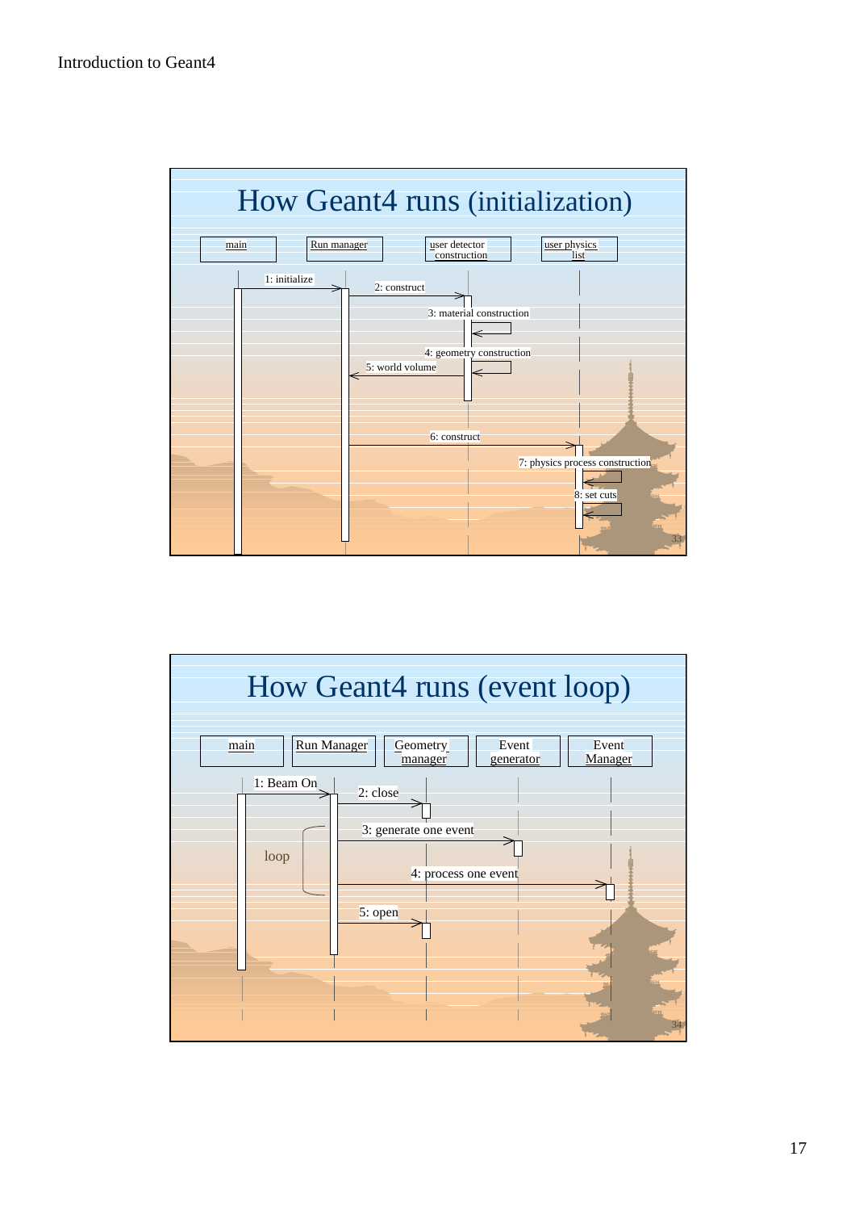## How Geant4 runs (initialization)

Participants: main, Run manager, user detector construction, user physics list

1: initialize (main → Run manager)
2: construct (Run manager → user detector construction)
3: material construction (user detector construction)
4: geometry construction (user detector construction)
5: world volume (user detector construction → Run manager)
6: construct (Run manager → user physics list)
7: physics process construction (user physics list)
8: set cuts (user physics list)

## How Geant4 runs (event loop)

Participants: main, Run Manager, Geometry manager, Event generator, Event Manager

1: Beam On (main → Run Manager)
2: close (Run Manager → Geometry manager)

loop:

3: generate one event (Run Manager → Event generator)
4: process one event (Run Manager → Event Manager)

5: open (Run Manager → Geometry manager)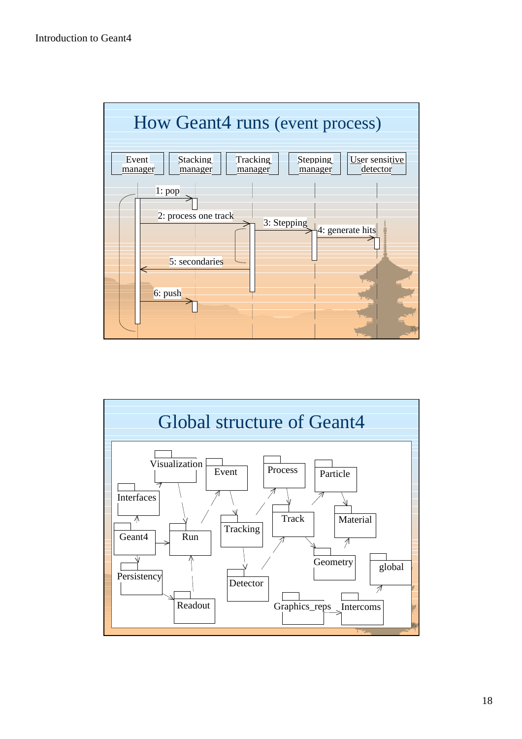## How Geant4 runs (event process)

Event manager | Stacking manager | Tracking manager | Stepping manager | User sensitive detector

1: pop

2: process one track

3: Stepping

4: generate hits

5: secondaries

6: push

## Global structure of Geant4

Visualization, Event, Process, Particle, Interfaces, Track, Material, Tracking, Geant4, Run, Geometry, global, Persistency, Detector, Readout, Graphics_reps, Intercoms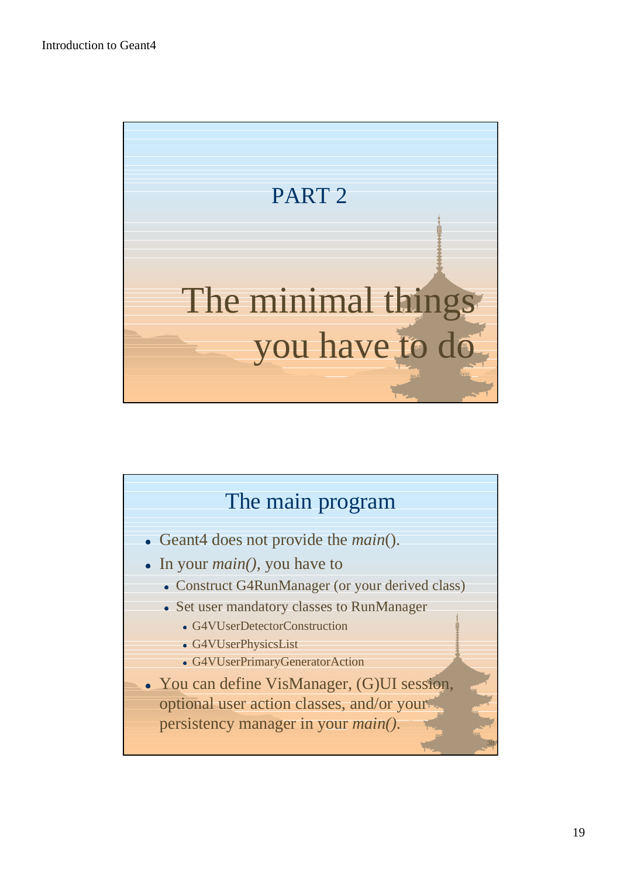# PART 2

## The minimal things you have to do

## The main program

- Geant4 does not provide the *main*().
- In your *main()*, you have to
  - Construct G4RunManager (or your derived class)
  - Set user mandatory classes to RunManager
    - G4VUserDetectorConstruction
    - G4VUserPhysicsList
    - G4VUserPrimaryGeneratorAction
- You can define VisManager, (G)UI session, optional user action classes, and/or your persistency manager in your *main()*.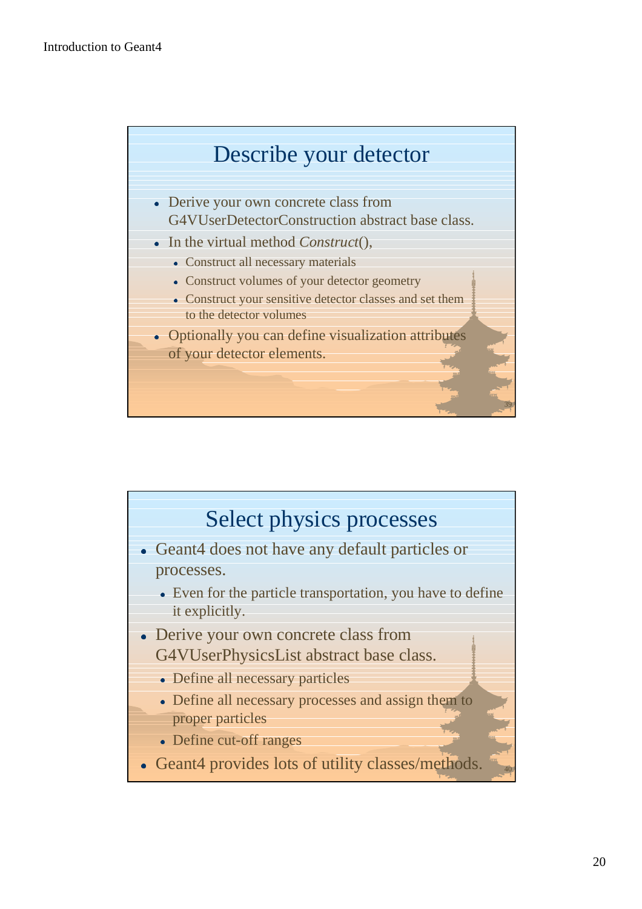## Describe your detector

- Derive your own concrete class from G4VUserDetectorConstruction abstract base class.
- In the virtual method *Construct*(),
  - Construct all necessary materials
  - Construct volumes of your detector geometry
  - Construct your sensitive detector classes and set them to the detector volumes
- Optionally you can define visualization attributes of your detector elements.

## Select physics processes

- Geant4 does not have any default particles or processes.
  - Even for the particle transportation, you have to define it explicitly.
- Derive your own concrete class from G4VUserPhysicsList abstract base class.
  - Define all necessary particles
  - Define all necessary processes and assign them to proper particles
  - Define cut-off ranges
- Geant4 provides lots of utility classes/methods.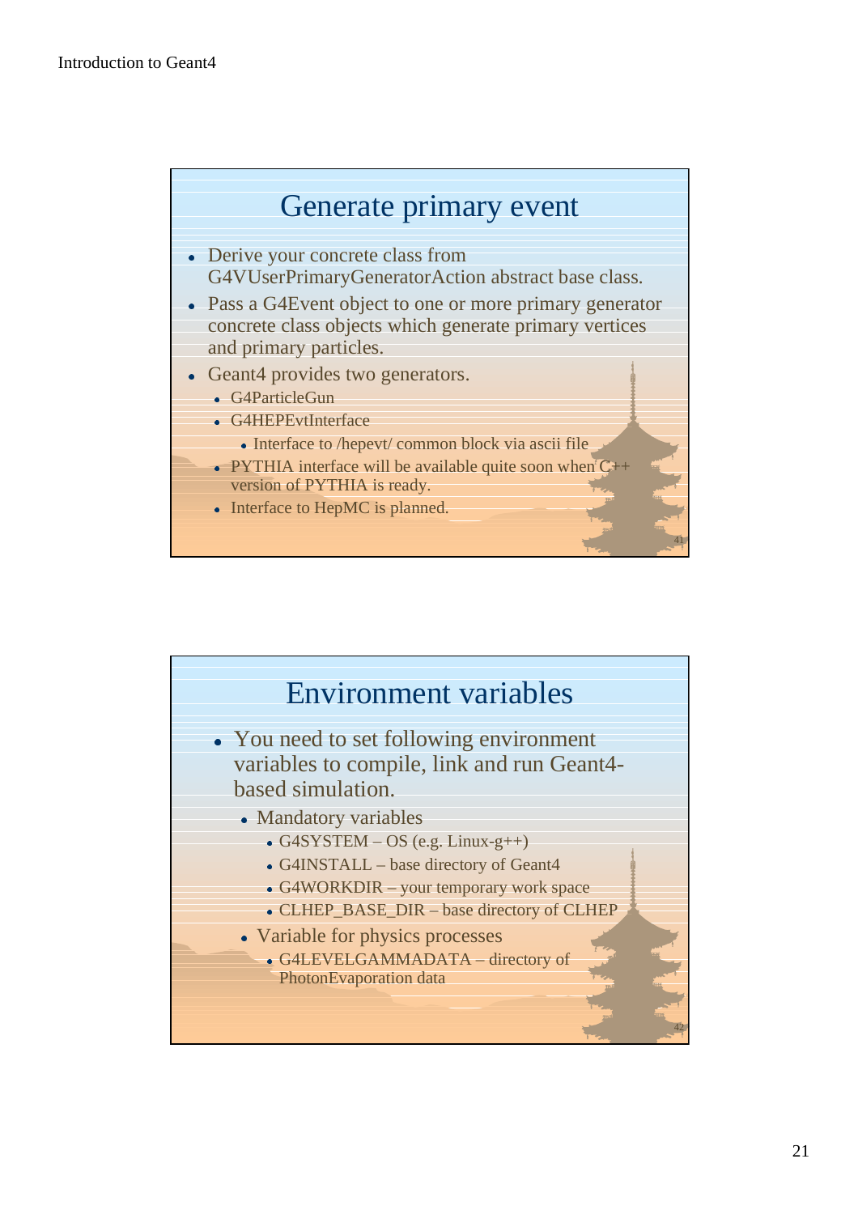## Generate primary event

- Derive your concrete class from G4VUserPrimaryGeneratorAction abstract base class.
- Pass a G4Event object to one or more primary generator concrete class objects which generate primary vertices and primary particles.
- Geant4 provides two generators.
  - G4ParticleGun
  - G4HEPEvtInterface
    - Interface to /hepevt/ common block via ascii file
  - PYTHIA interface will be available quite soon when C++ version of PYTHIA is ready.
  - Interface to HepMC is planned.

## Environment variables

- You need to set following environment variables to compile, link and run Geant4-based simulation.
  - Mandatory variables
    - G4SYSTEM – OS (e.g. Linux-g++)
    - G4INSTALL – base directory of Geant4
    - G4WORKDIR – your temporary work space
    - CLHEP_BASE_DIR – base directory of CLHEP
  - Variable for physics processes
    - G4LEVELGAMMADATA – directory of PhotonEvaporation data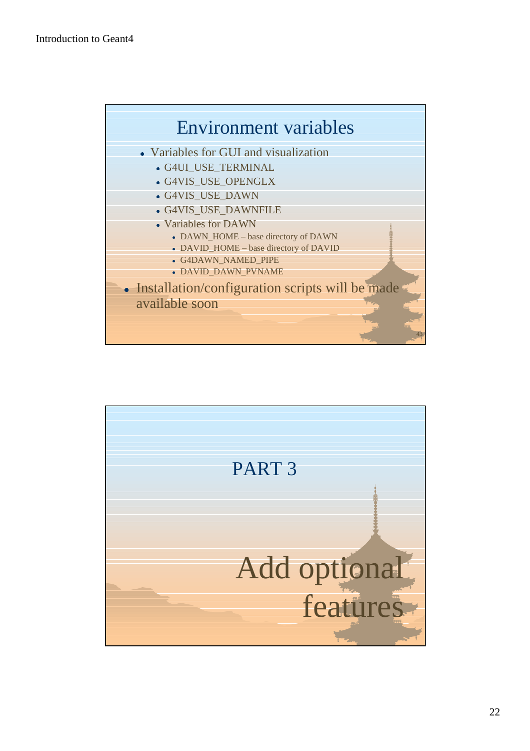## Environment variables

- Variables for GUI and visualization
  - G4UI_USE_TERMINAL
  - G4VIS_USE_OPENGLX
  - G4VIS_USE_DAWN
  - G4VIS_USE_DAWNFILE
  - Variables for DAWN
    - DAWN_HOME – base directory of DAWN
    - DAVID_HOME – base directory of DAVID
    - G4DAWN_NAMED_PIPE
    - DAVID_DAWN_PVNAME
- Installation/configuration scripts will be made available soon

## PART 3

# Add optional features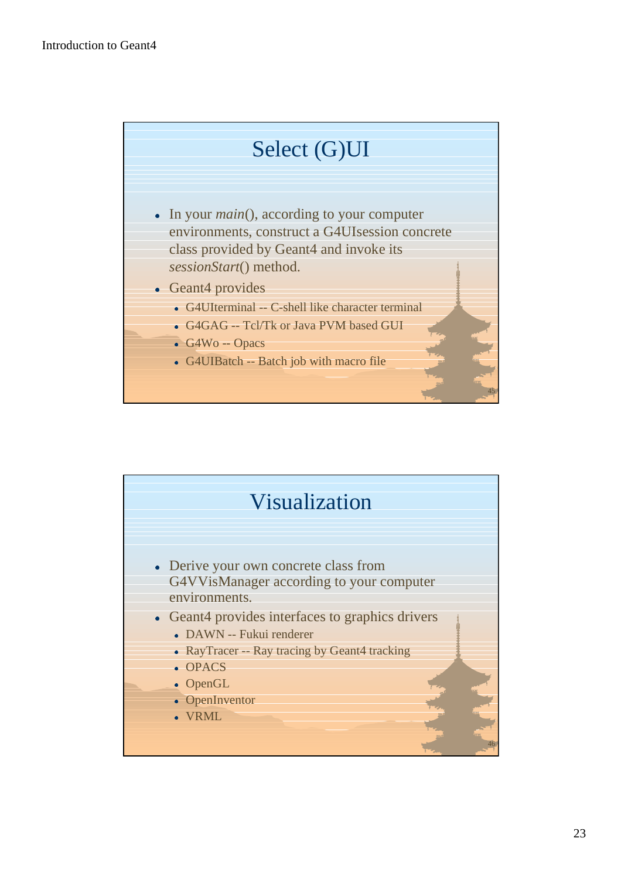## Select (G)UI

- In your *main*(), according to your computer environments, construct a G4UIsession concrete class provided by Geant4 and invoke its *sessionStart*() method.
- Geant4 provides
  - G4UIterminal -- C-shell like character terminal
  - G4GAG -- Tcl/Tk or Java PVM based GUI
  - G4Wo -- Opacs
  - G4UIBatch -- Batch job with macro file

## Visualization

- Derive your own concrete class from G4VVisManager according to your computer environments.
- Geant4 provides interfaces to graphics drivers
  - DAWN -- Fukui renderer
  - RayTracer -- Ray tracing by Geant4 tracking
  - OPACS
  - OpenGL
  - OpenInventor
  - VRML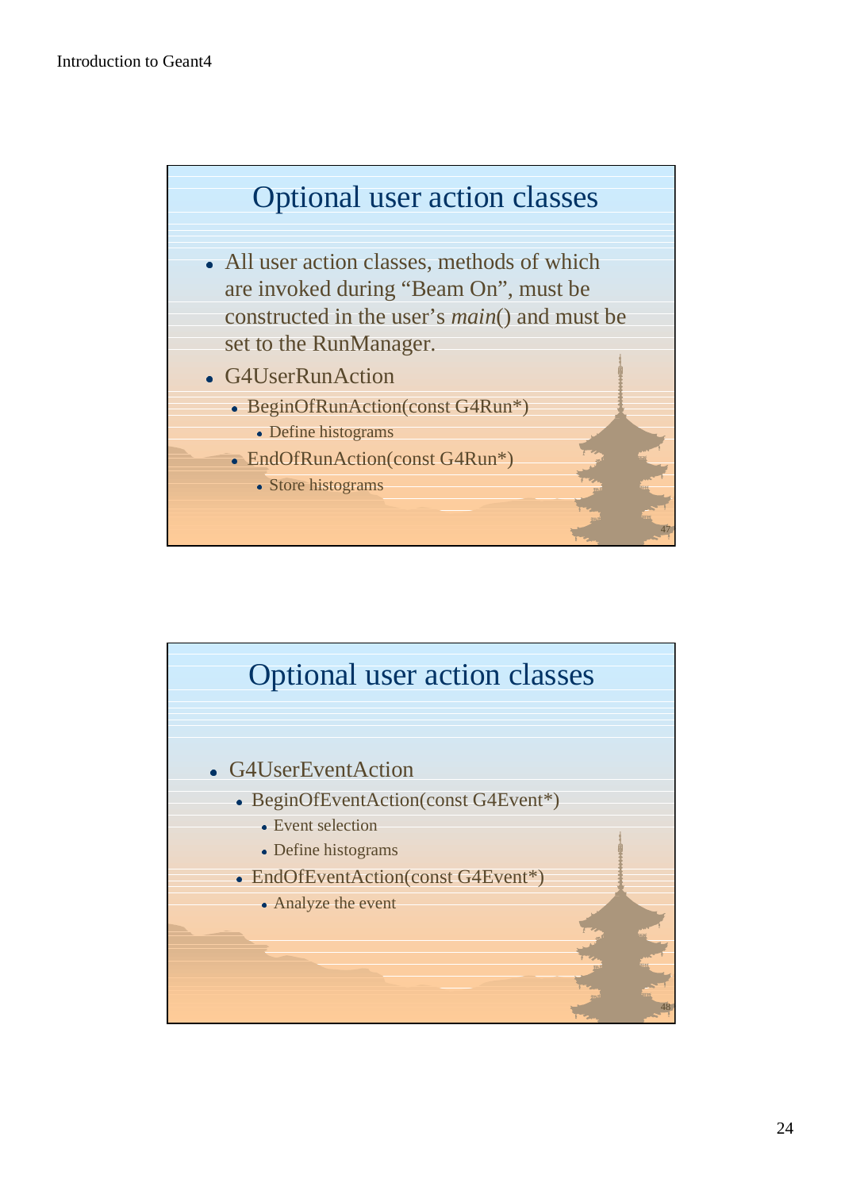## Optional user action classes

- All user action classes, methods of which are invoked during “Beam On”, must be constructed in the user’s *main*() and must be set to the RunManager.
- G4UserRunAction
  - BeginOfRunAction(const G4Run*)
    - Define histograms
  - EndOfRunAction(const G4Run*)
    - Store histograms

## Optional user action classes

- G4UserEventAction
  - BeginOfEventAction(const G4Event*)
    - Event selection
    - Define histograms
  - EndOfEventAction(const G4Event*)
    - Analyze the event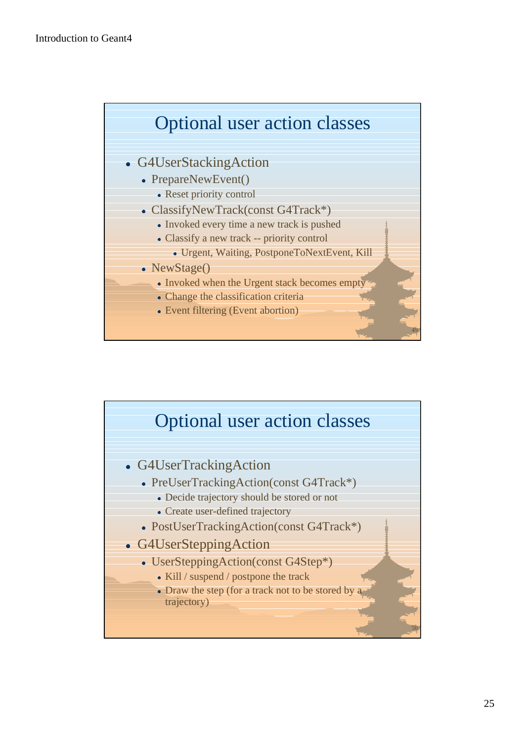## Optional user action classes

- G4UserStackingAction
  - PrepareNewEvent()
    - Reset priority control
  - ClassifyNewTrack(const G4Track*)
    - Invoked every time a new track is pushed
    - Classify a new track -- priority control
      - Urgent, Waiting, PostponeToNextEvent, Kill
  - NewStage()
    - Invoked when the Urgent stack becomes empty
    - Change the classification criteria
    - Event filtering (Event abortion)

## Optional user action classes

- G4UserTrackingAction
  - PreUserTrackingAction(const G4Track*)
    - Decide trajectory should be stored or not
    - Create user-defined trajectory
  - PostUserTrackingAction(const G4Track*)
- G4UserSteppingAction
  - UserSteppingAction(const G4Step*)
    - Kill / suspend / postpone the track
    - Draw the step (for a track not to be stored by a trajectory)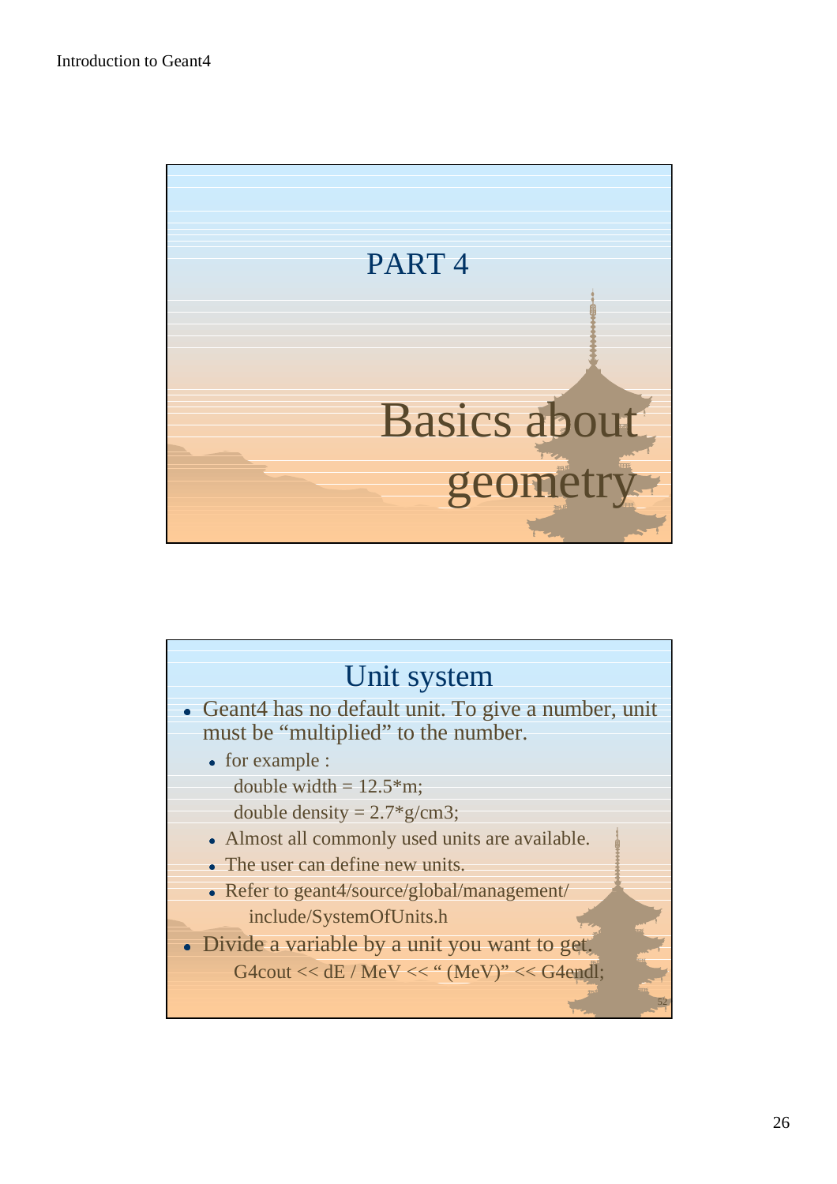# PART 4

# Basics about geometry

## Unit system

- Geant4 has no default unit. To give a number, unit must be "multiplied" to the number.
  - for example :

    double width = 12.5*m;

    double density = 2.7*g/cm3;
  - Almost all commonly used units are available.
  - The user can define new units.
  - Refer to geant4/source/global/management/include/SystemOfUnits.h
- Divide a variable by a unit you want to get.

  G4cout << dE / MeV << " (MeV)" << G4endl;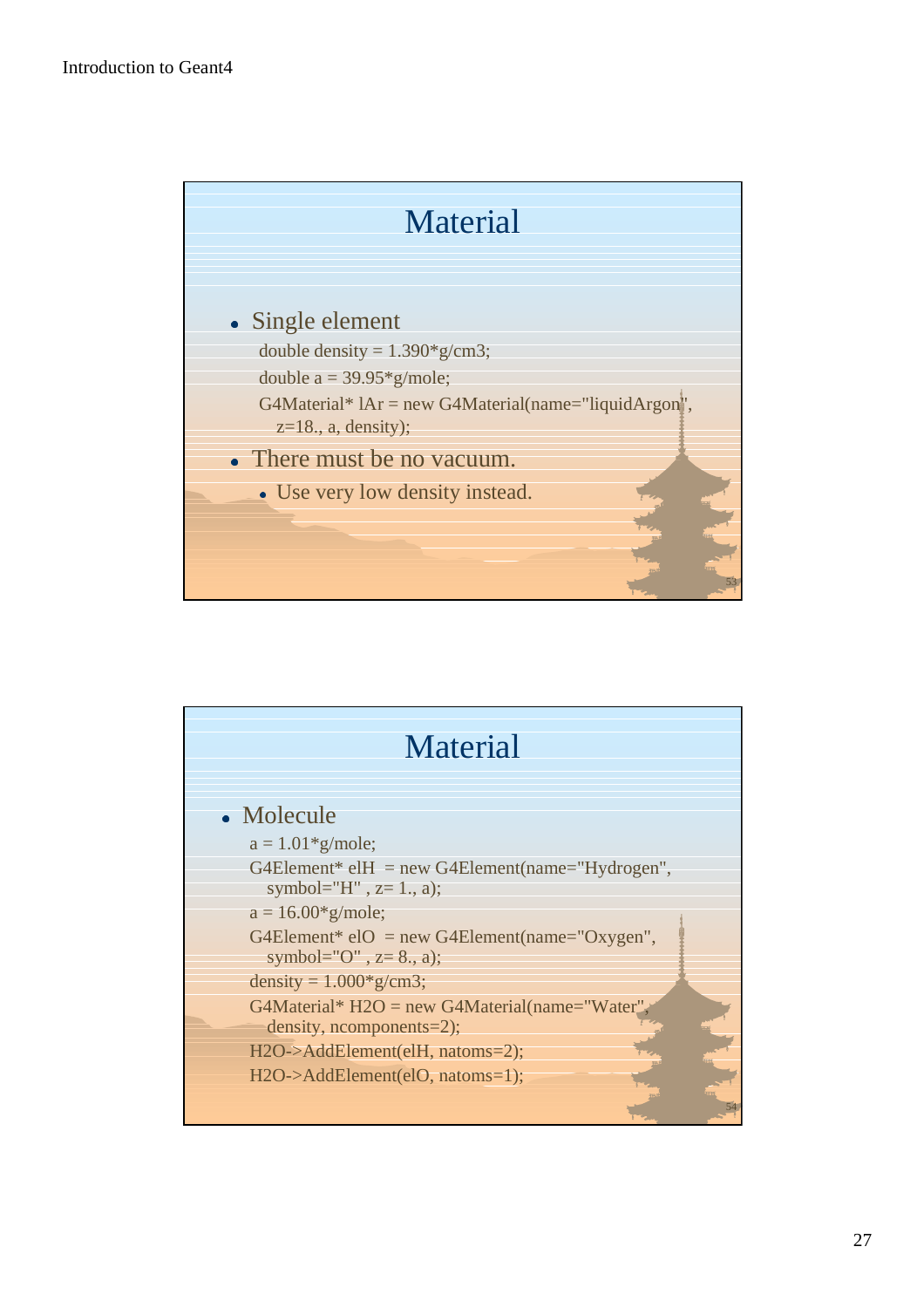## Material

- Single element

```
double density = 1.390*g/cm3;
double a = 39.95*g/mole;
G4Material* lAr = new G4Material(name="liquidArgon",
    z=18., a, density);
```

- There must be no vacuum.
  - Use very low density instead.

## Material

- Molecule

```
a = 1.01*g/mole;
G4Element* elH  = new G4Element(name="Hydrogen",
    symbol="H" , z= 1., a);
a = 16.00*g/mole;
G4Element* elO  = new G4Element(name="Oxygen",
    symbol="O" , z= 8., a);
density = 1.000*g/cm3;
G4Material* H2O = new G4Material(name="Water",
    density, ncomponents=2);
H2O->AddElement(elH, natoms=2);
H2O->AddElement(elO, natoms=1);
```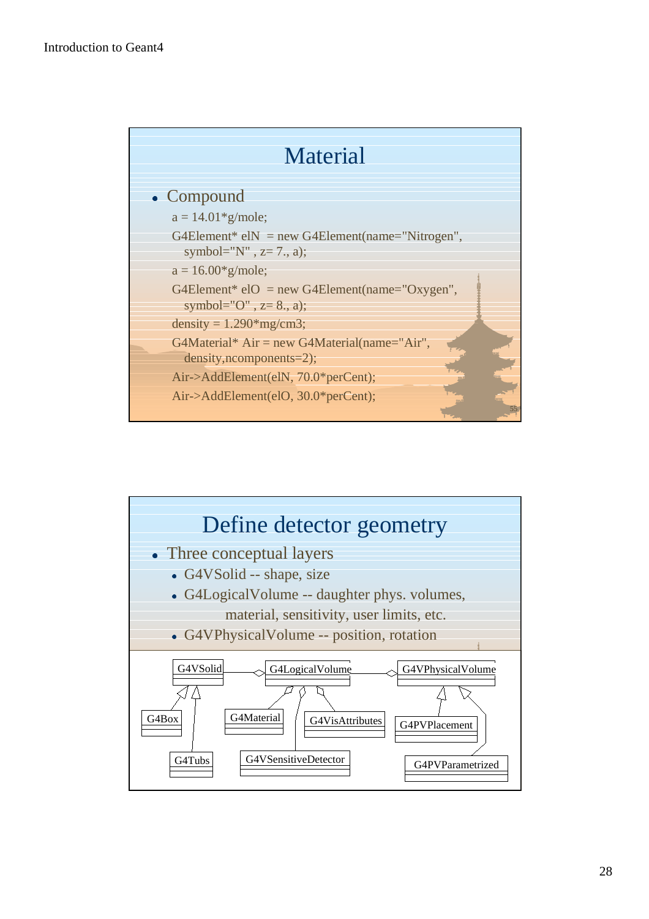# Material

- Compound

```
a = 14.01*g/mole;
G4Element* elN  = new G4Element(name="Nitrogen",
   symbol="N" , z= 7., a);
a = 16.00*g/mole;
G4Element* elO  = new G4Element(name="Oxygen",
   symbol="O" , z= 8., a);
density = 1.290*mg/cm3;
G4Material* Air = new G4Material(name="Air",
   density,ncomponents=2);
Air->AddElement(elN, 70.0*perCent);
Air->AddElement(elO, 30.0*perCent);
```

# Define detector geometry

- Three conceptual layers
  - G4VSolid -- shape, size
  - G4LogicalVolume -- daughter phys. volumes, material, sensitivity, user limits, etc.
  - G4VPhysicalVolume -- position, rotation

G4VSolid, G4LogicalVolume, G4PhysicalVolume, G4Box, G4Tubs, G4Material, G4VSensitiveDetector, G4VisAttributes, G4PVPlacement, G4PVParametrized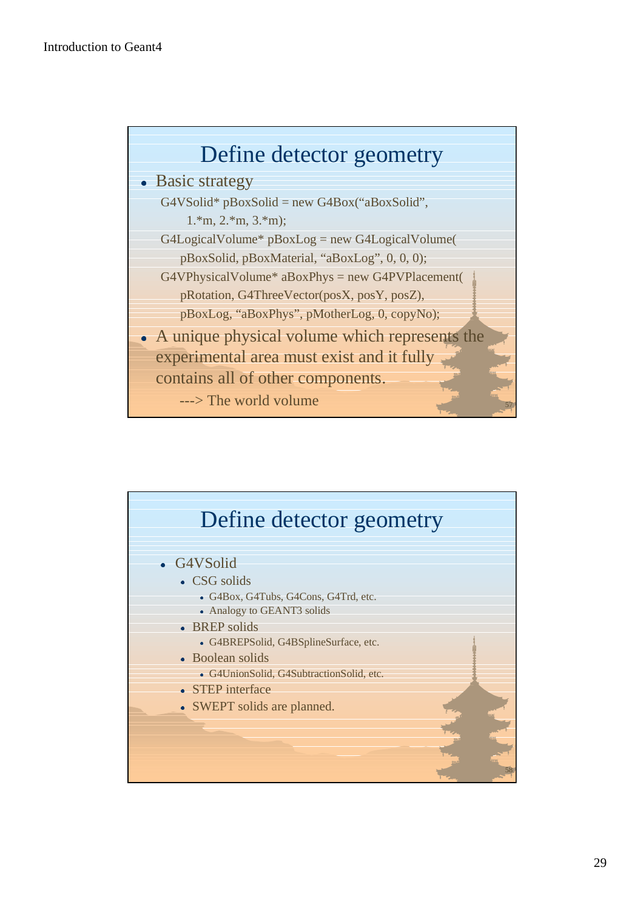## Define detector geometry

- Basic strategy

```
G4VSolid* pBoxSolid = new G4Box("aBoxSolid",
    1.*m, 2.*m, 3.*m);
G4LogicalVolume* pBoxLog = new G4LogicalVolume(
    pBoxSolid, pBoxMaterial, "aBoxLog", 0, 0, 0);
G4VPhysicalVolume* aBoxPhys = new G4PVPlacement(
    pRotation, G4ThreeVector(posX, posY, posZ),
    pBoxLog, "aBoxPhys", pMotherLog, 0, copyNo);
```

- A unique physical volume which represents the experimental area must exist and it fully contains all of other components.
  - ---> The world volume

## Define detector geometry

- G4VSolid
  - CSG solids
    - G4Box, G4Tubs, G4Cons, G4Trd, etc.
    - Analogy to GEANT3 solids
  - BREP solids
    - G4BREPSolid, G4BSplineSurface, etc.
  - Boolean solids
    - G4UnionSolid, G4SubtractionSolid, etc.
  - STEP interface
  - SWEPT solids are planned.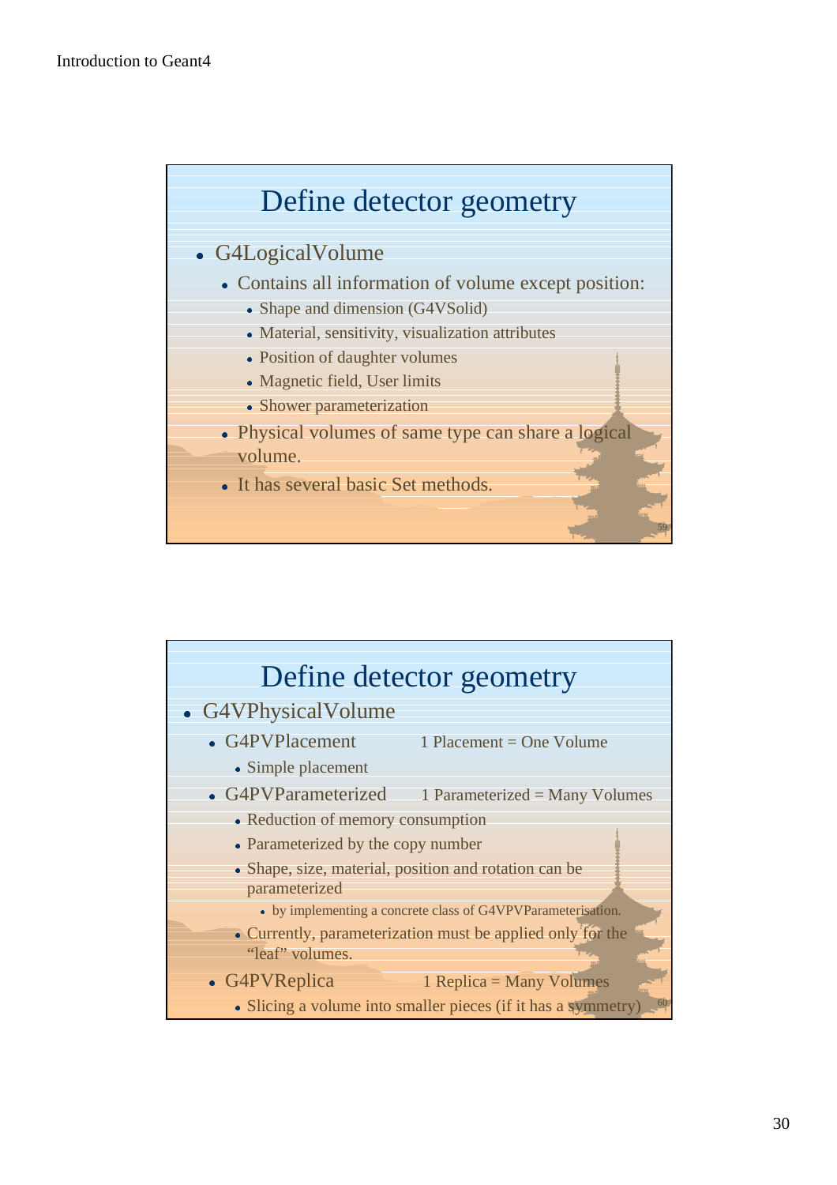## Define detector geometry

- G4LogicalVolume
  - Contains all information of volume except position:
    - Shape and dimension (G4VSolid)
    - Material, sensitivity, visualization attributes
    - Position of daughter volumes
    - Magnetic field, User limits
    - Shower parameterization
  - Physical volumes of same type can share a logical volume.
  - It has several basic Set methods.

## Define detector geometry

- G4VPhysicalVolume
  - G4PVPlacement 1 Placement = One Volume
    - Simple placement
  - G4PVParameterized 1 Parameterized = Many Volumes
    - Reduction of memory consumption
    - Parameterized by the copy number
    - Shape, size, material, position and rotation can be parameterized
      - by implementing a concrete class of G4VPVParameterisation.
    - Currently, parameterization must be applied only for the "leaf" volumes.
  - G4PVReplica 1 Replica = Many Volumes
    - Slicing a volume into smaller pieces (if it has a symmetry)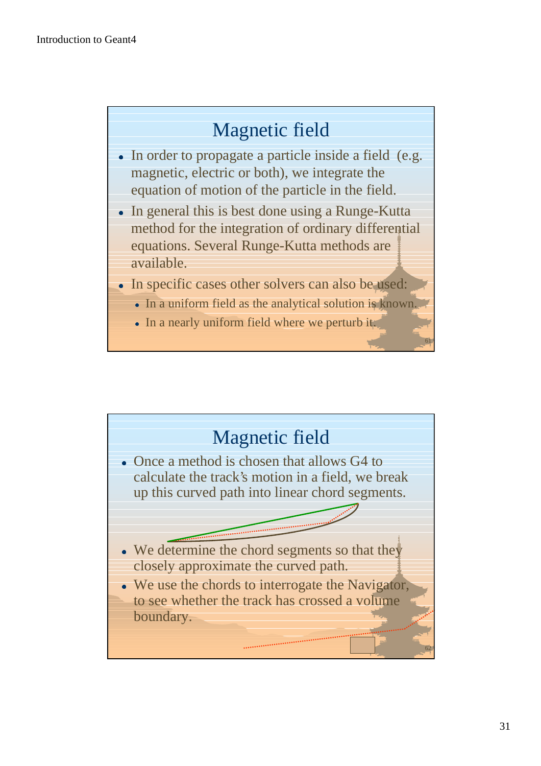## Magnetic field

- In order to propagate a particle inside a field (e.g. magnetic, electric or both), we integrate the equation of motion of the particle in the field.
- In general this is best done using a Runge-Kutta method for the integration of ordinary differential equations. Several Runge-Kutta methods are available.
- In specific cases other solvers can also be used:
  - In a uniform field as the analytical solution is known.
  - In a nearly uniform field where we perturb it.

## Magnetic field

- Once a method is chosen that allows G4 to calculate the track's motion in a field, we break up this curved path into linear chord segments.
- We determine the chord segments so that they closely approximate the curved path.
- We use the chords to interrogate the Navigator, to see whether the track has crossed a volume boundary.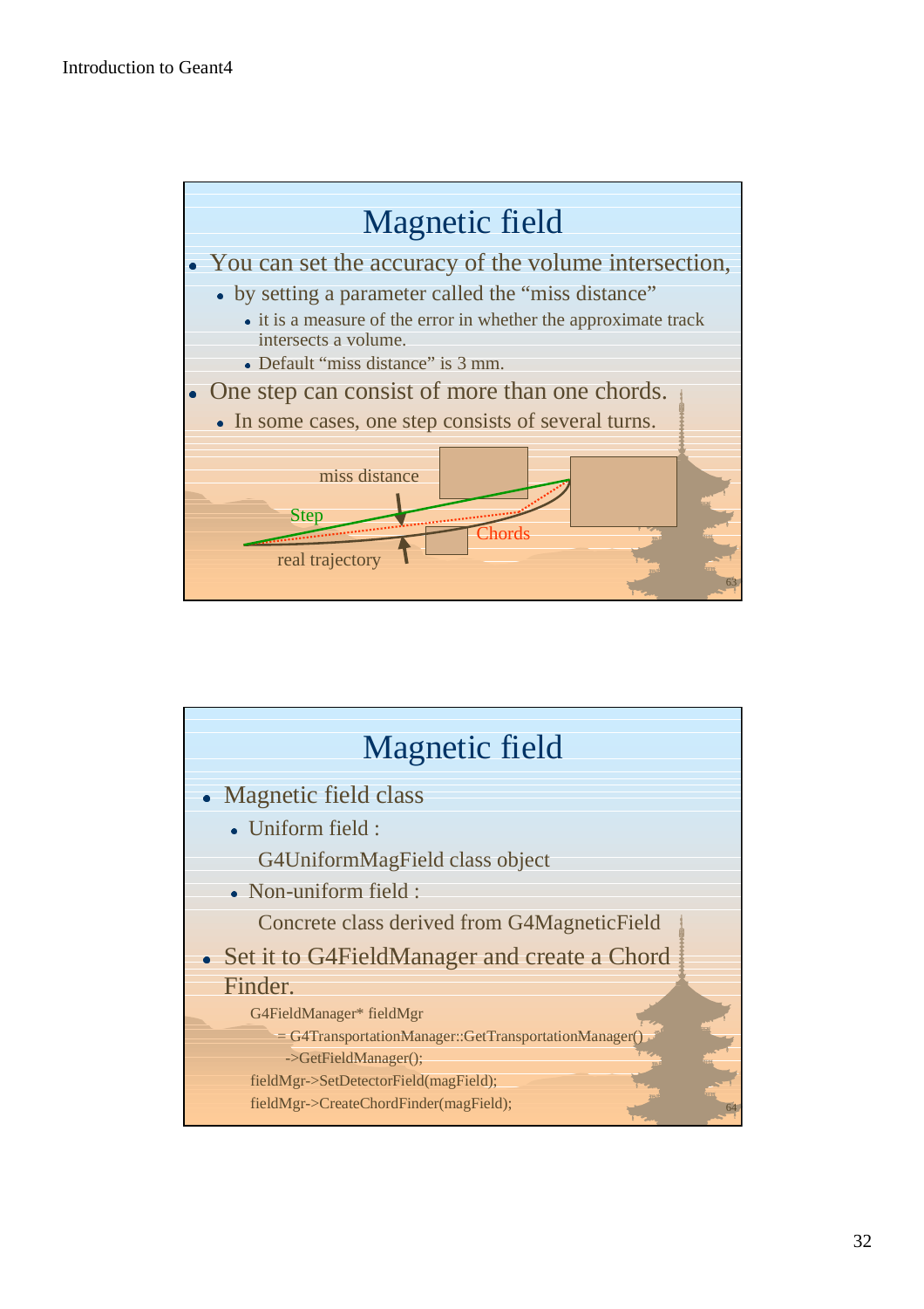## Magnetic field

- You can set the accuracy of the volume intersection,
  - by setting a parameter called the "miss distance"
    - it is a measure of the error in whether the approximate track intersects a volume.
    - Default "miss distance" is 3 mm.
- One step can consist of more than one chords.
  - In some cases, one step consists of several turns.

miss distance

Step

Chords

real trajectory

## Magnetic field

- Magnetic field class
  - Uniform field :

    G4UniformMagField class object
  - Non-uniform field :

    Concrete class derived from G4MagneticField
- Set it to G4FieldManager and create a Chord Finder.

```
G4FieldManager* fieldMgr
        = G4TransportationManager::GetTransportationManager()
          ->GetFieldManager();
fieldMgr->SetDetectorField(magField);
fieldMgr->CreateChordFinder(magField);
```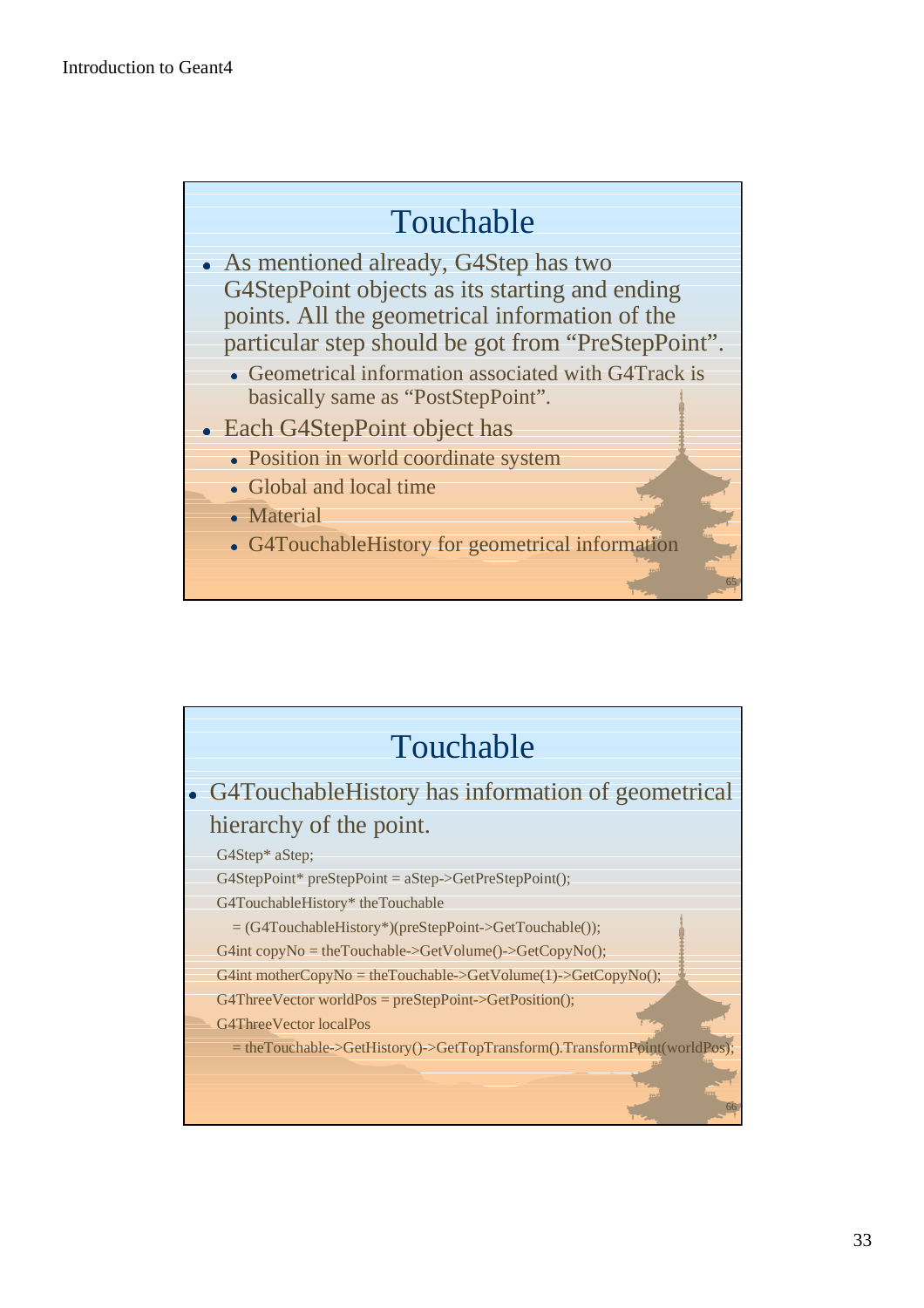## Touchable

- As mentioned already, G4Step has two G4StepPoint objects as its starting and ending points. All the geometrical information of the particular step should be got from "PreStepPoint".
  - Geometrical information associated with G4Track is basically same as "PostStepPoint".
- Each G4StepPoint object has
  - Position in world coordinate system
  - Global and local time
  - Material
  - G4TouchableHistory for geometrical information

## Touchable

- G4TouchableHistory has information of geometrical hierarchy of the point.

```
G4Step* aStep;
G4StepPoint* preStepPoint = aStep->GetPreStepPoint();
G4TouchableHistory* theTouchable
   = (G4TouchableHistory*)(preStepPoint->GetTouchable());
G4int copyNo = theTouchable->GetVolume()->GetCopyNo();
G4int motherCopyNo = theTouchable->GetVolume(1)->GetCopyNo();
G4ThreeVector worldPos = preStepPoint->GetPosition();
G4ThreeVector localPos
   = theTouchable->GetHistory()->GetTopTransform().TransformPoint(worldPos);
```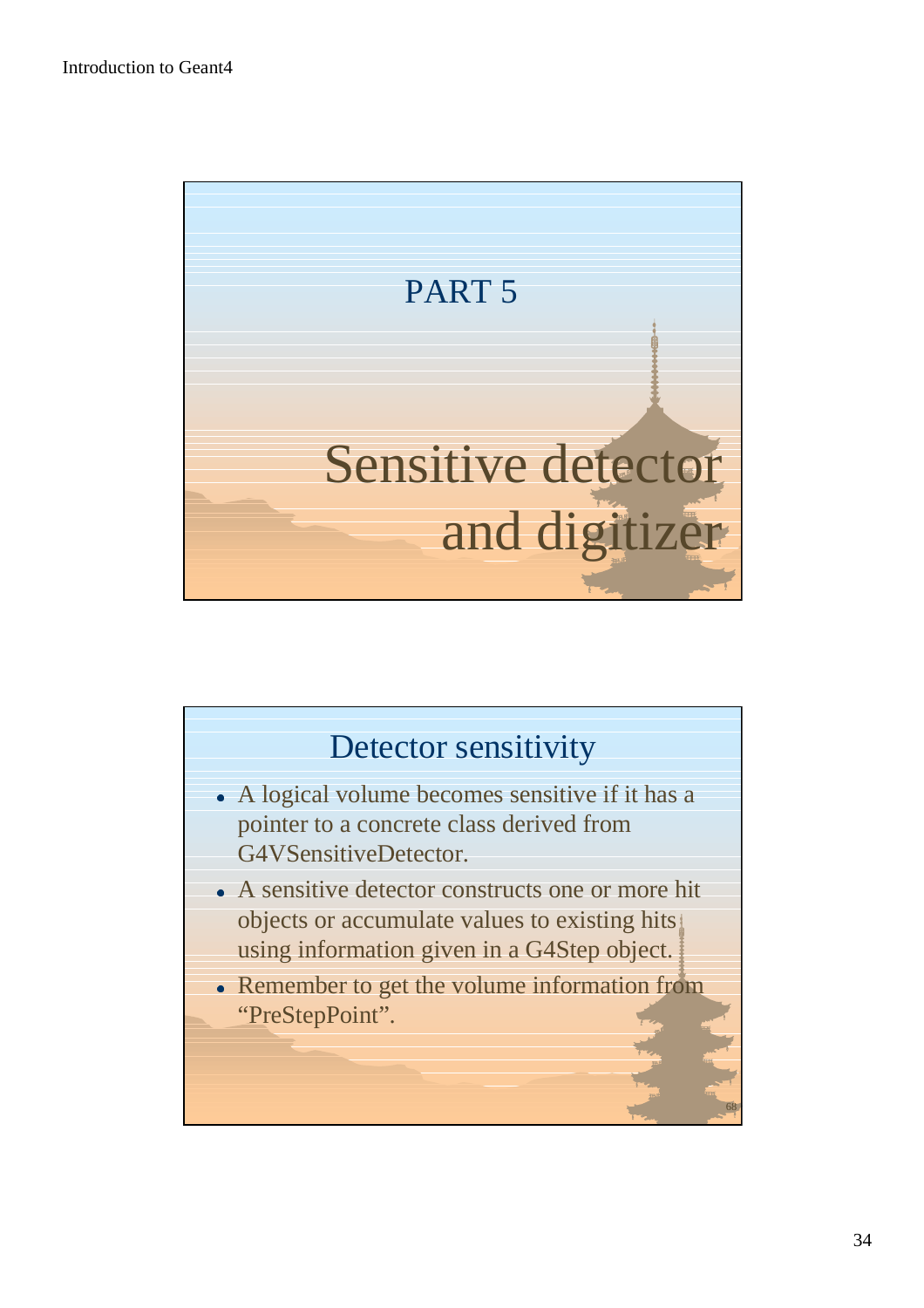# PART 5

# Sensitive detector and digitizer

## Detector sensitivity

- A logical volume becomes sensitive if it has a pointer to a concrete class derived from G4VSensitiveDetector.
- A sensitive detector constructs one or more hit objects or accumulate values to existing hits using information given in a G4Step object.
- Remember to get the volume information from "PreStepPoint".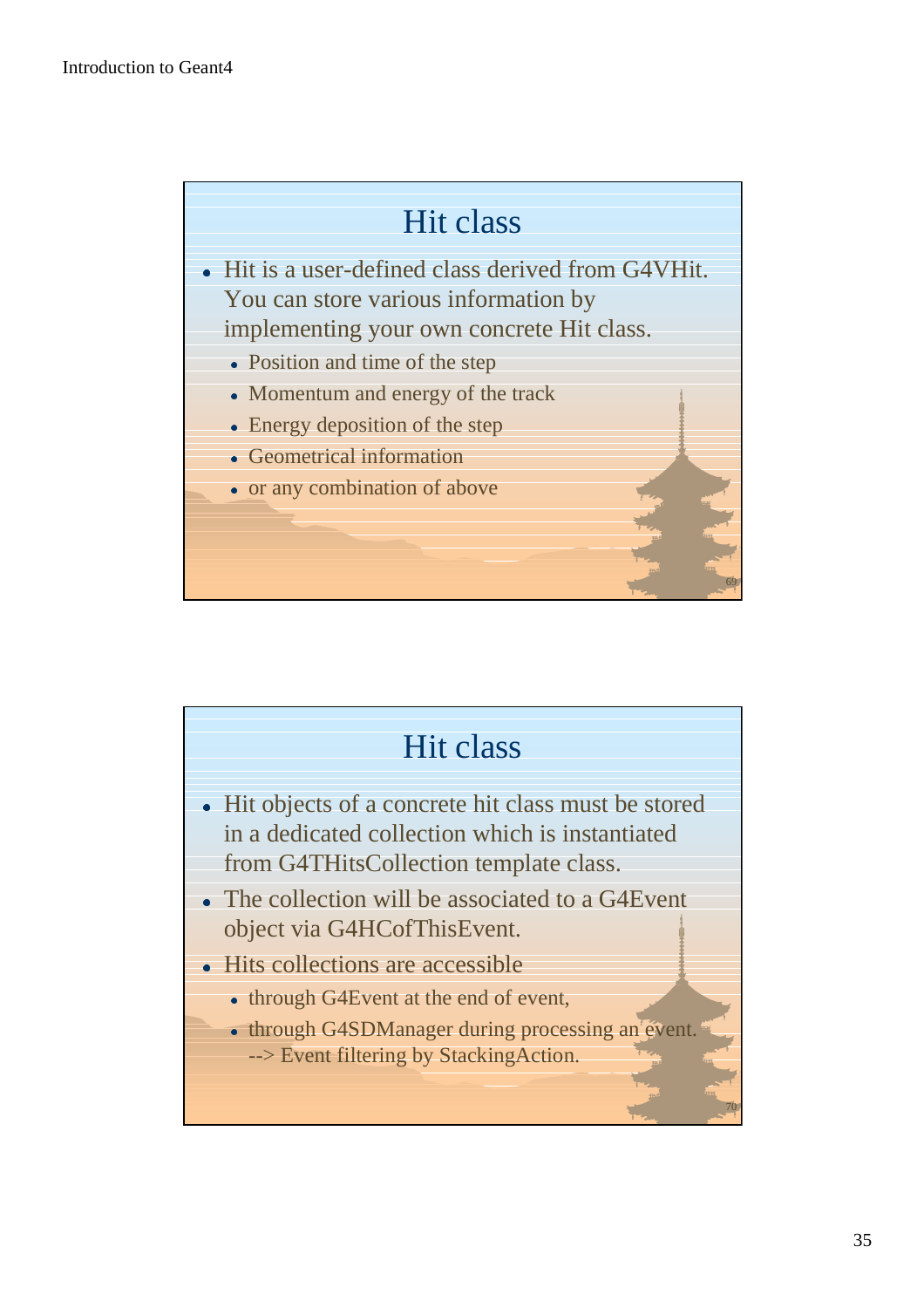## Hit class

- Hit is a user-defined class derived from G4VHit. You can store various information by implementing your own concrete Hit class.
  - Position and time of the step
  - Momentum and energy of the track
  - Energy deposition of the step
  - Geometrical information
  - or any combination of above

## Hit class

- Hit objects of a concrete hit class must be stored in a dedicated collection which is instantiated from G4THitsCollection template class.
- The collection will be associated to a G4Event object via G4HCofThisEvent.
- Hits collections are accessible
  - through G4Event at the end of event,
  - through G4SDManager during processing an event. --> Event filtering by StackingAction.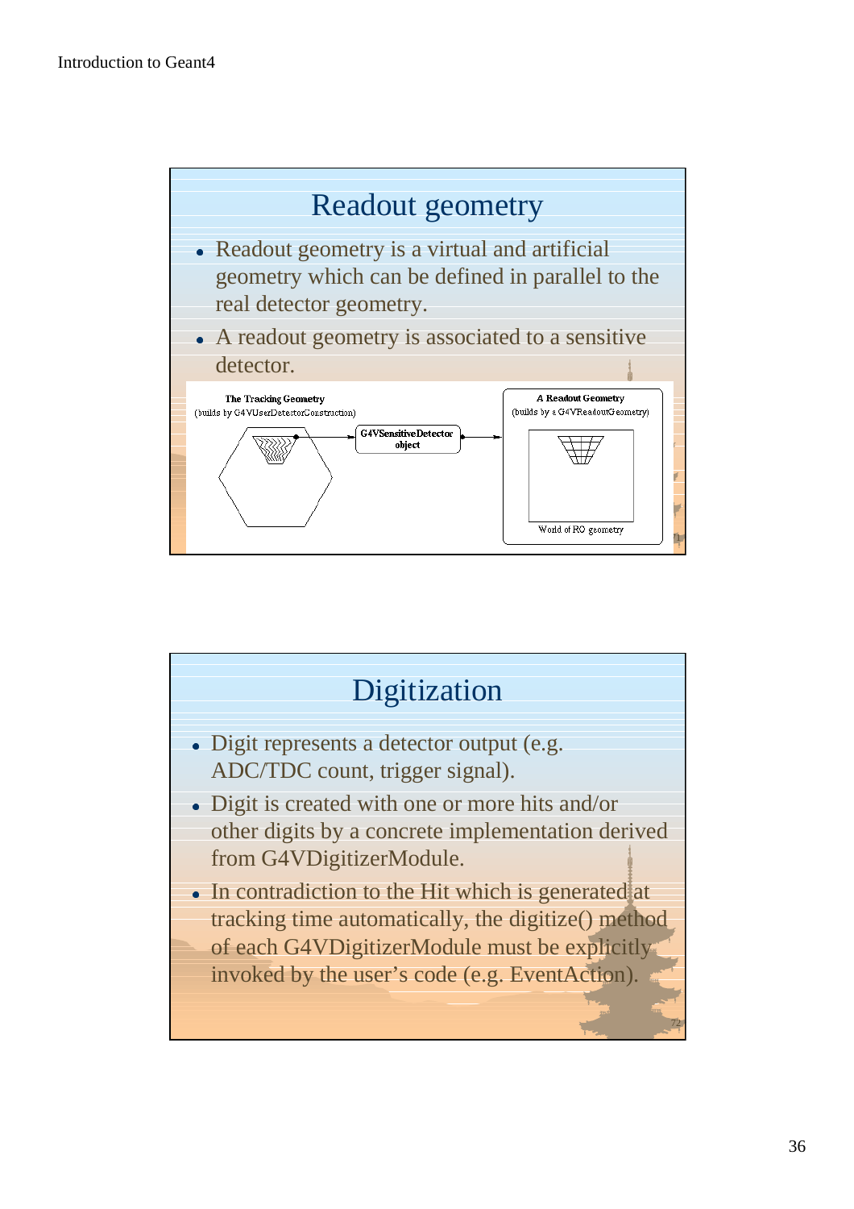## Readout geometry

- Readout geometry is a virtual and artificial geometry which can be defined in parallel to the real detector geometry.
- A readout geometry is associated to a sensitive detector.

The Tracking Geometry
(builds by G4VUserDetectorConstruction)

G4VSensitiveDetector object

A Readout Geometry
(builds by a G4VReadoutGeometry)

World of RO geometry

## Digitization

- Digit represents a detector output (e.g. ADC/TDC count, trigger signal).
- Digit is created with one or more hits and/or other digits by a concrete implementation derived from G4VDigitizerModule.
- In contradiction to the Hit which is generated at tracking time automatically, the digitize() method of each G4VDigitizerModule must be explicitly invoked by the user's code (e.g. EventAction).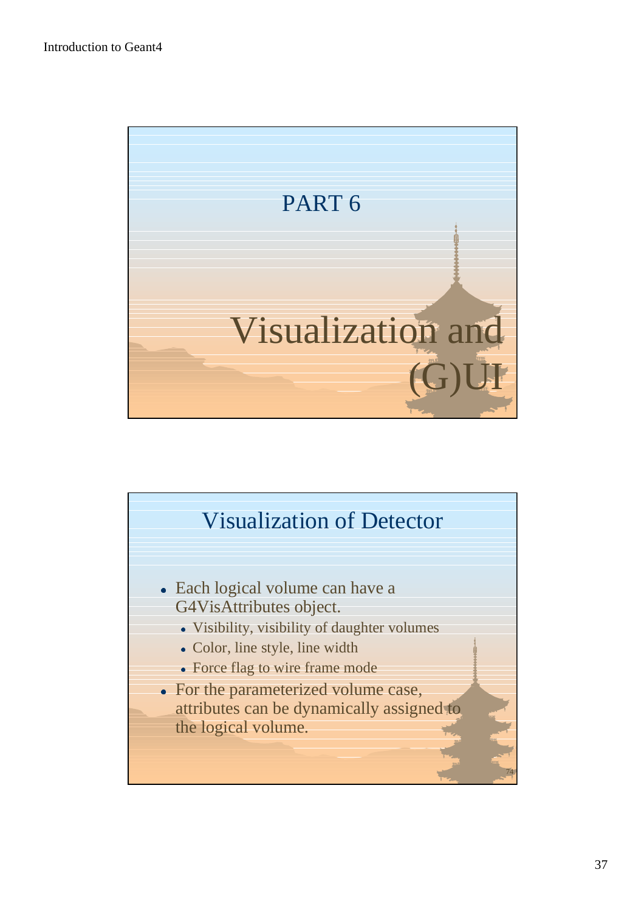# PART 6

# Visualization and (G)UI

## Visualization of Detector

- Each logical volume can have a G4VisAttributes object.
  - Visibility, visibility of daughter volumes
  - Color, line style, line width
  - Force flag to wire frame mode
- For the parameterized volume case, attributes can be dynamically assigned to the logical volume.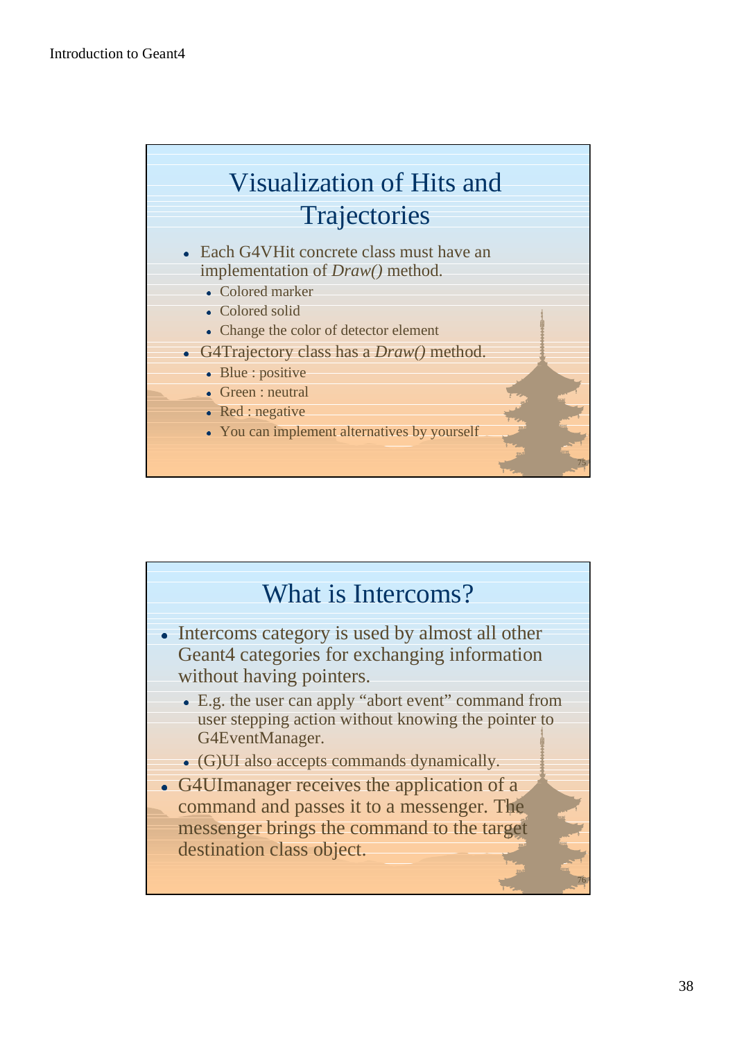## Visualization of Hits and Trajectories

- Each G4VHit concrete class must have an implementation of *Draw()* method.
  - Colored marker
  - Colored solid
  - Change the color of detector element
- G4Trajectory class has a *Draw()* method.
  - Blue : positive
  - Green : neutral
  - Red : negative
  - You can implement alternatives by yourself

## What is Intercoms?

- Intercoms category is used by almost all other Geant4 categories for exchanging information without having pointers.
  - E.g. the user can apply "abort event" command from user stepping action without knowing the pointer to G4EventManager.
  - (G)UI also accepts commands dynamically.
- G4UImanager receives the application of a command and passes it to a messenger. The messenger brings the command to the target destination class object.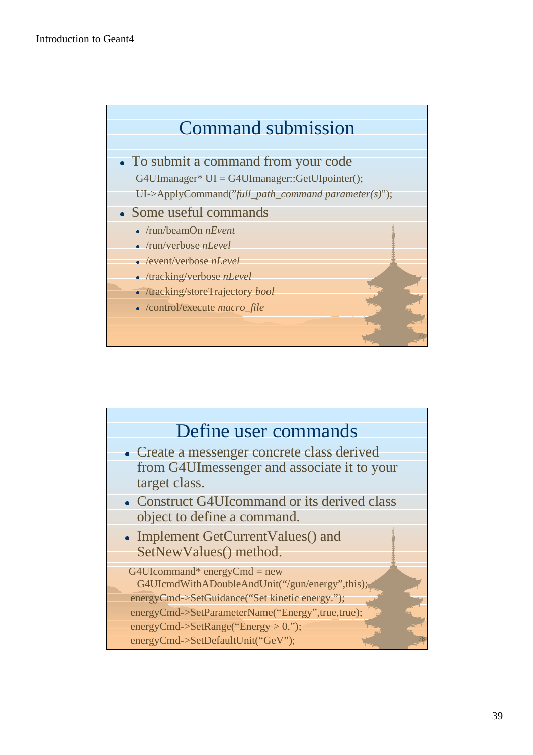## Command submission

- To submit a command from your code

```
G4UImanager* UI = G4UImanager::GetUIpointer();
UI->ApplyCommand("full_path_command parameter(s)");
```

- Some useful commands
  - /run/beamOn *nEvent*
  - /run/verbose *nLevel*
  - /event/verbose *nLevel*
  - /tracking/verbose *nLevel*
  - /tracking/storeTrajectory *bool*
  - /control/execute *macro_file*

## Define user commands

- Create a messenger concrete class derived from G4UImessenger and associate it to your target class.
- Construct G4UIcommand or its derived class object to define a command.
- Implement GetCurrentValues() and SetNewValues() method.

```
G4UIcommand* energyCmd = new
  G4UIcmdWithADoubleAndUnit("/gun/energy",this);
energyCmd->SetGuidance("Set kinetic energy.");
energyCmd->SetParameterName("Energy",true,true);
energyCmd->SetRange("Energy > 0.");
energyCmd->SetDefaultUnit("GeV");
```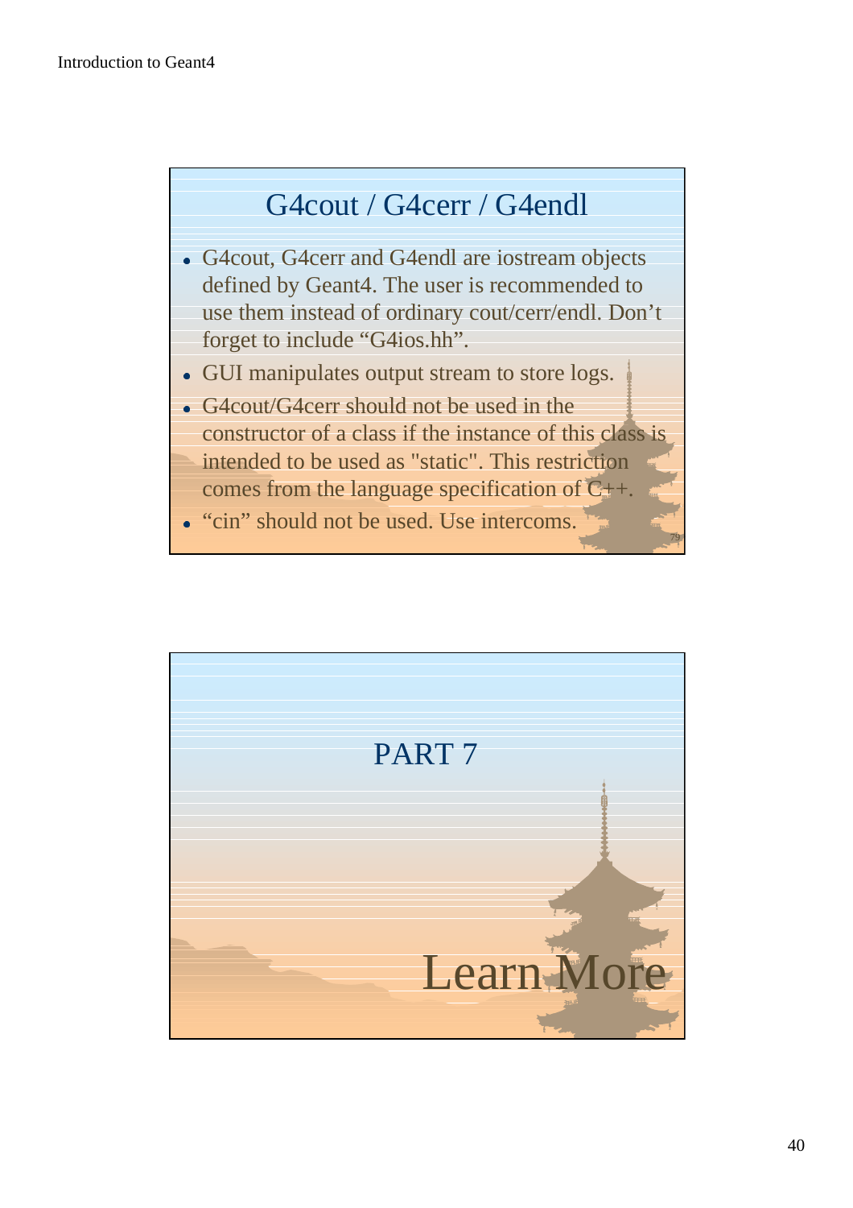## G4cout / G4cerr / G4endl

- G4cout, G4cerr and G4endl are iostream objects defined by Geant4. The user is recommended to use them instead of ordinary cout/cerr/endl. Don't forget to include "G4ios.hh".
- GUI manipulates output stream to store logs.
- G4cout/G4cerr should not be used in the constructor of a class if the instance of this class is intended to be used as "static". This restriction comes from the language specification of C++.
- "cin" should not be used. Use intercoms.

# PART 7

## Learn More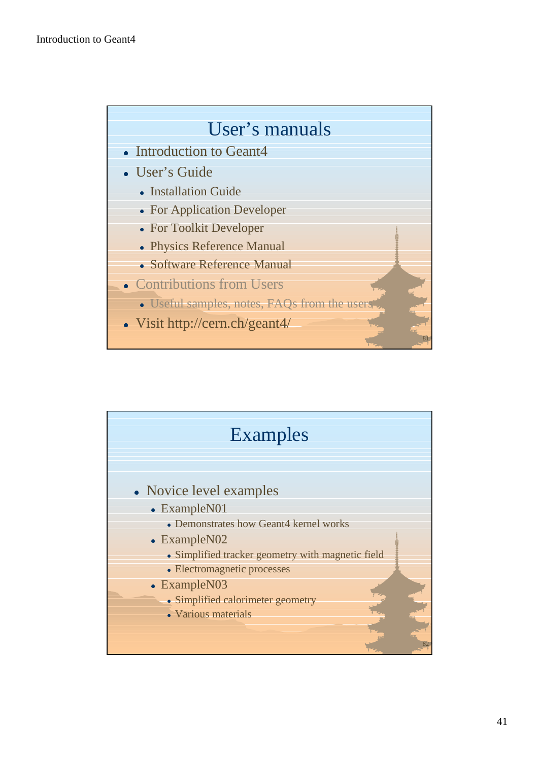## User's manuals

- Introduction to Geant4
- User's Guide
  - Installation Guide
  - For Application Developer
  - For Toolkit Developer
  - Physics Reference Manual
  - Software Reference Manual
- Contributions from Users
  - Useful samples, notes, FAQs from the users
- Visit http://cern.ch/geant4/

## Examples

- Novice level examples
  - ExampleN01
    - Demonstrates how Geant4 kernel works
  - ExampleN02
    - Simplified tracker geometry with magnetic field
    - Electromagnetic processes
  - ExampleN03
    - Simplified calorimeter geometry
    - Various materials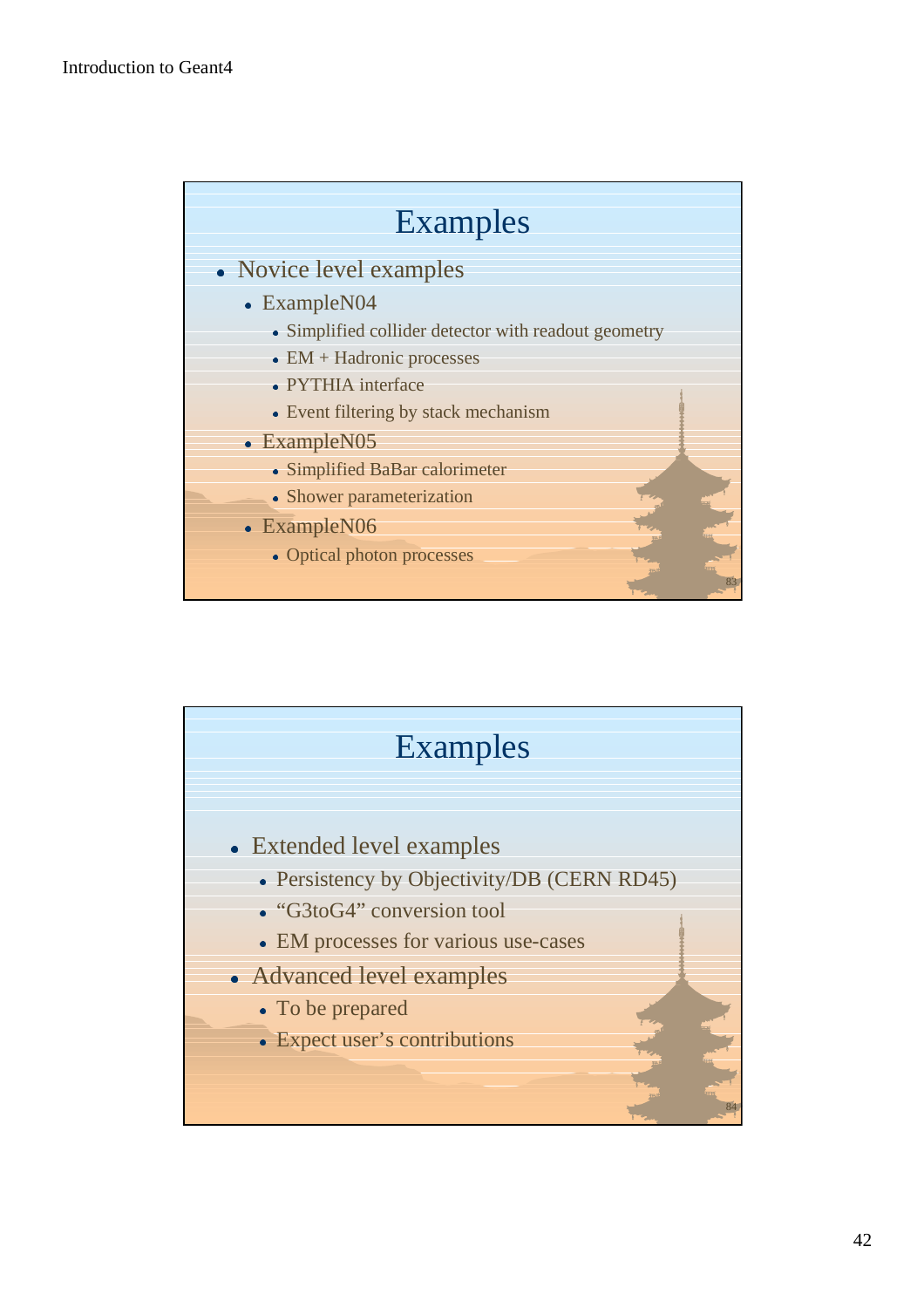## Examples

- Novice level examples
  - ExampleN04
    - Simplified collider detector with readout geometry
    - EM + Hadronic processes
    - PYTHIA interface
    - Event filtering by stack mechanism
  - ExampleN05
    - Simplified BaBar calorimeter
    - Shower parameterization
  - ExampleN06
    - Optical photon processes

## Examples

- Extended level examples
  - Persistency by Objectivity/DB (CERN RD45)
  - “G3toG4” conversion tool
  - EM processes for various use-cases
- Advanced level examples
  - To be prepared
  - Expect user’s contributions